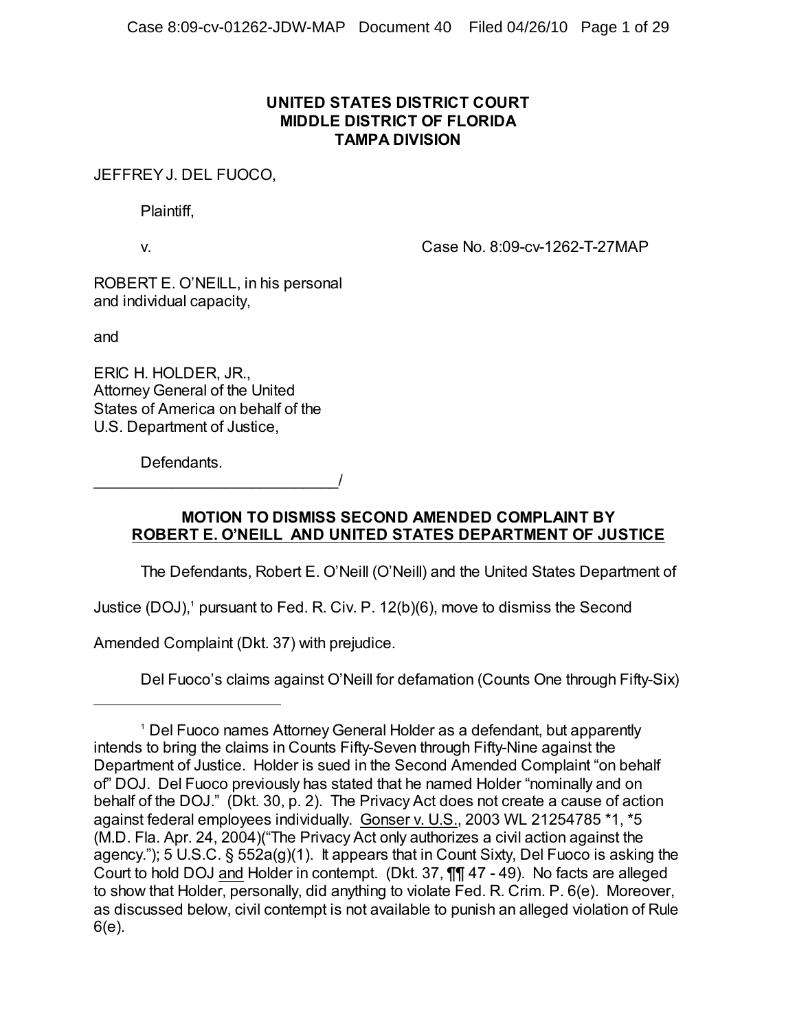**UNITED STATES DISTRICT COURT**
**MIDDLE DISTRICT OF FLORIDA**
**TAMPA DIVISION**

JEFFREY J. DEL FUOCO,

Plaintiff,

v. Case No. 8:09-cv-1262-T-27MAP

ROBERT E. O'NEILL, in his personal and individual capacity,

and

ERIC H. HOLDER, JR., Attorney General of the United States of America on behalf of the U.S. Department of Justice,

Defendants.
_____________________________/

## MOTION TO DISMISS SECOND AMENDED COMPLAINT BY ROBERT E. O'NEILL AND UNITED STATES DEPARTMENT OF JUSTICE

The Defendants, Robert E. O'Neill (O'Neill) and the United States Department of Justice (DOJ),[1] pursuant to Fed. R. Civ. P. 12(b)(6), move to dismiss the Second Amended Complaint (Dkt. 37) with prejudice.

Del Fuoco's claims against O'Neill for defamation (Counts One through Fifty-Six)

---

[1] Del Fuoco names Attorney General Holder as a defendant, but apparently intends to bring the claims in Counts Fifty-Seven through Fifty-Nine against the Department of Justice. Holder is sued in the Second Amended Complaint "on behalf of" DOJ. Del Fuoco previously has stated that he named Holder "nominally and on behalf of the DOJ." (Dkt. 30, p. 2). The Privacy Act does not create a cause of action against federal employees individually. Gonser v. U.S., 2003 WL 21254785 *1, *5 (M.D. Fla. Apr. 24, 2004)("The Privacy Act only authorizes a civil action against the agency."); 5 U.S.C. § 552a(g)(1). It appears that in Count Sixty, Del Fuoco is asking the Court to hold DOJ and Holder in contempt. (Dkt. 37, ¶¶ 47 - 49). No facts are alleged to show that Holder, personally, did anything to violate Fed. R. Crim. P. 6(e). Moreover, as discussed below, civil contempt is not available to punish an alleged violation of Rule 6(e).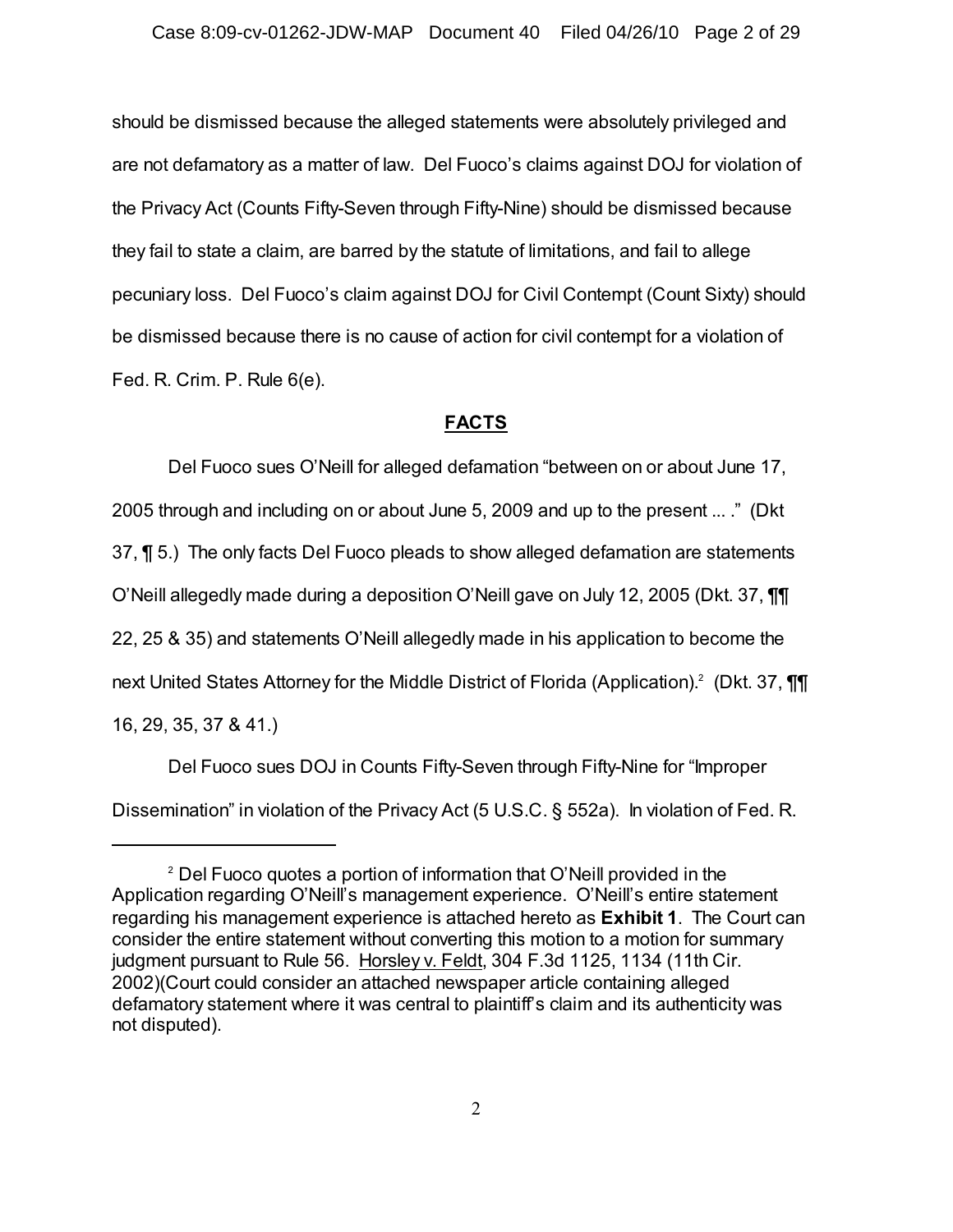should be dismissed because the alleged statements were absolutely privileged and are not defamatory as a matter of law. Del Fuoco's claims against DOJ for violation of the Privacy Act (Counts Fifty-Seven through Fifty-Nine) should be dismissed because they fail to state a claim, are barred by the statute of limitations, and fail to allege pecuniary loss. Del Fuoco's claim against DOJ for Civil Contempt (Count Sixty) should be dismissed because there is no cause of action for civil contempt for a violation of Fed. R. Crim. P. Rule 6(e).

## FACTS

Del Fuoco sues O'Neill for alleged defamation "between on or about June 17, 2005 through and including on or about June 5, 2009 and up to the present ... ." (Dkt 37, ¶ 5.) The only facts Del Fuoco pleads to show alleged defamation are statements O'Neill allegedly made during a deposition O'Neill gave on July 12, 2005 (Dkt. 37, ¶¶ 22, 25 & 35) and statements O'Neill allegedly made in his application to become the next United States Attorney for the Middle District of Florida (Application).[2] (Dkt. 37, ¶¶ 16, 29, 35, 37 & 41.)

Del Fuoco sues DOJ in Counts Fifty-Seven through Fifty-Nine for "Improper Dissemination" in violation of the Privacy Act (5 U.S.C. § 552a). In violation of Fed. R.

[2] Del Fuoco quotes a portion of information that O'Neill provided in the Application regarding O'Neill's management experience. O'Neill's entire statement regarding his management experience is attached hereto as **Exhibit 1**. The Court can consider the entire statement without converting this motion to a motion for summary judgment pursuant to Rule 56. Horsley v. Feldt, 304 F.3d 1125, 1134 (11th Cir. 2002)(Court could consider an attached newspaper article containing alleged defamatory statement where it was central to plaintiff's claim and its authenticity was not disputed).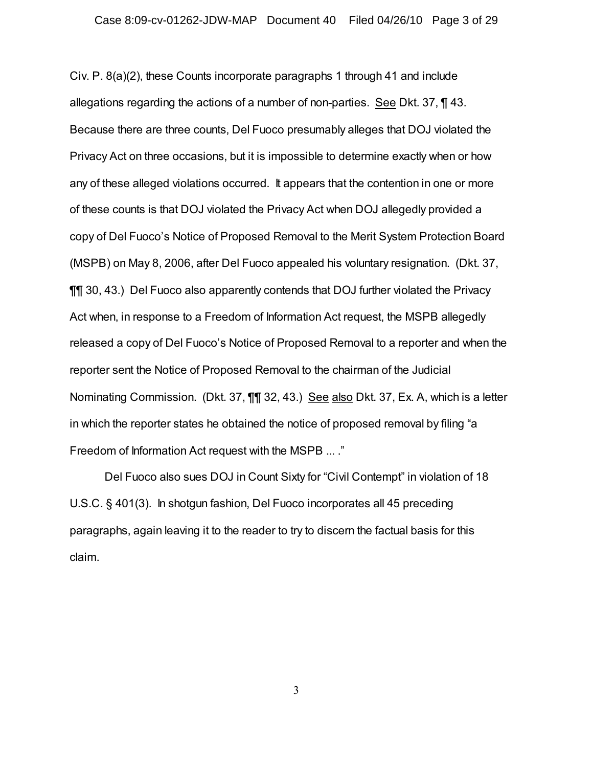Civ. P. 8(a)(2), these Counts incorporate paragraphs 1 through 41 and include allegations regarding the actions of a number of non-parties. See Dkt. 37, ¶ 43. Because there are three counts, Del Fuoco presumably alleges that DOJ violated the Privacy Act on three occasions, but it is impossible to determine exactly when or how any of these alleged violations occurred. It appears that the contention in one or more of these counts is that DOJ violated the Privacy Act when DOJ allegedly provided a copy of Del Fuoco's Notice of Proposed Removal to the Merit System Protection Board (MSPB) on May 8, 2006, after Del Fuoco appealed his voluntary resignation. (Dkt. 37, ¶¶ 30, 43.) Del Fuoco also apparently contends that DOJ further violated the Privacy Act when, in response to a Freedom of Information Act request, the MSPB allegedly released a copy of Del Fuoco's Notice of Proposed Removal to a reporter and when the reporter sent the Notice of Proposed Removal to the chairman of the Judicial Nominating Commission. (Dkt. 37, ¶¶ 32, 43.) See also Dkt. 37, Ex. A, which is a letter in which the reporter states he obtained the notice of proposed removal by filing "a Freedom of Information Act request with the MSPB ... ."

Del Fuoco also sues DOJ in Count Sixty for "Civil Contempt" in violation of 18 U.S.C. § 401(3). In shotgun fashion, Del Fuoco incorporates all 45 preceding paragraphs, again leaving it to the reader to try to discern the factual basis for this claim.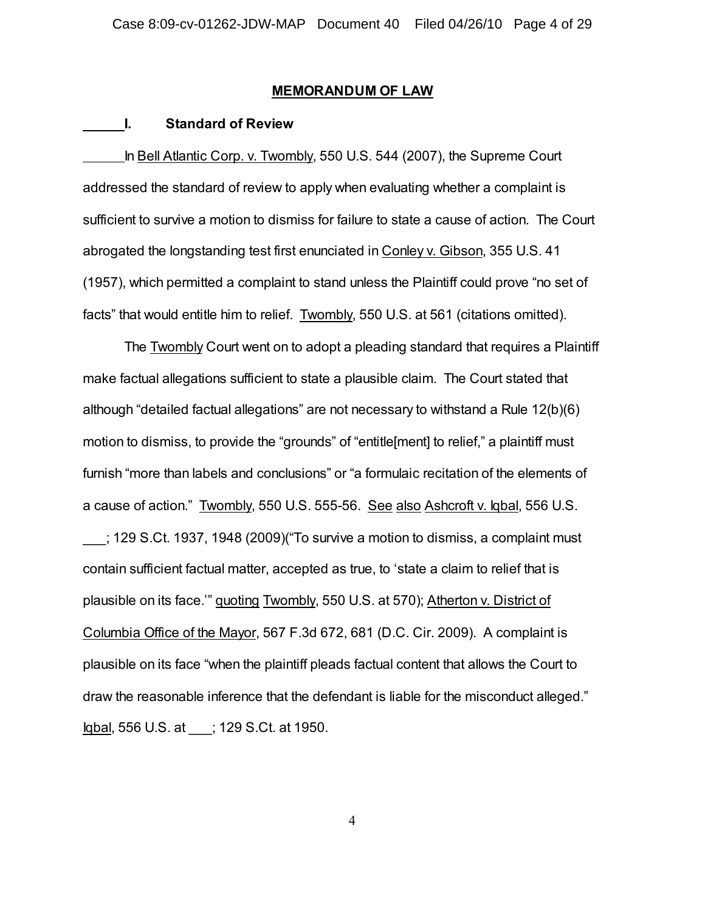# MEMORANDUM OF LAW

## I. Standard of Review

In Bell Atlantic Corp. v. Twombly, 550 U.S. 544 (2007), the Supreme Court addressed the standard of review to apply when evaluating whether a complaint is sufficient to survive a motion to dismiss for failure to state a cause of action. The Court abrogated the longstanding test first enunciated in Conley v. Gibson, 355 U.S. 41 (1957), which permitted a complaint to stand unless the Plaintiff could prove "no set of facts" that would entitle him to relief. Twombly, 550 U.S. at 561 (citations omitted).

The Twombly Court went on to adopt a pleading standard that requires a Plaintiff make factual allegations sufficient to state a plausible claim. The Court stated that although "detailed factual allegations" are not necessary to withstand a Rule 12(b)(6) motion to dismiss, to provide the "grounds" of "entitle[ment] to relief," a plaintiff must furnish "more than labels and conclusions" or "a formulaic recitation of the elements of a cause of action." Twombly, 550 U.S. 555-56. See also Ashcroft v. Iqbal, 556 U.S. ___; 129 S.Ct. 1937, 1948 (2009)("To survive a motion to dismiss, a complaint must contain sufficient factual matter, accepted as true, to 'state a claim to relief that is plausible on its face.'" quoting Twombly, 550 U.S. at 570); Atherton v. District of Columbia Office of the Mayor, 567 F.3d 672, 681 (D.C. Cir. 2009). A complaint is plausible on its face "when the plaintiff pleads factual content that allows the Court to draw the reasonable inference that the defendant is liable for the misconduct alleged." Iqbal, 556 U.S. at ___; 129 S.Ct. at 1950.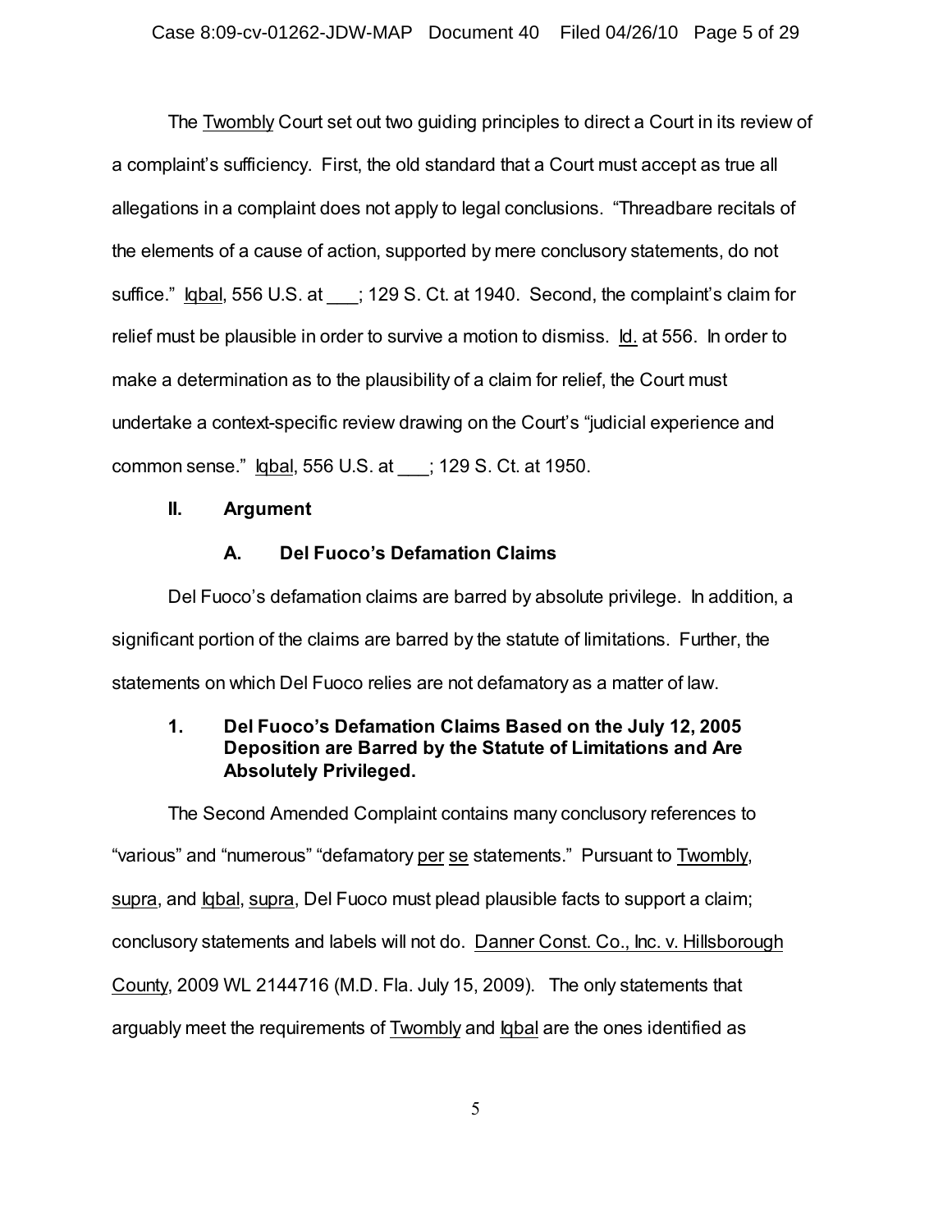The Twombly Court set out two guiding principles to direct a Court in its review of a complaint's sufficiency. First, the old standard that a Court must accept as true all allegations in a complaint does not apply to legal conclusions. "Threadbare recitals of the elements of a cause of action, supported by mere conclusory statements, do not suffice." Iqbal, 556 U.S. at ___; 129 S. Ct. at 1940. Second, the complaint's claim for relief must be plausible in order to survive a motion to dismiss. Id. at 556. In order to make a determination as to the plausibility of a claim for relief, the Court must undertake a context-specific review drawing on the Court's "judicial experience and common sense." Iqbal, 556 U.S. at ___; 129 S. Ct. at 1950.

## II. Argument

### A. Del Fuoco's Defamation Claims

Del Fuoco's defamation claims are barred by absolute privilege. In addition, a significant portion of the claims are barred by the statute of limitations. Further, the statements on which Del Fuoco relies are not defamatory as a matter of law.

#### 1. Del Fuoco's Defamation Claims Based on the July 12, 2005 Deposition are Barred by the Statute of Limitations and Are Absolutely Privileged.

The Second Amended Complaint contains many conclusory references to "various" and "numerous" "defamatory per se statements." Pursuant to Twombly, supra, and Iqbal, supra, Del Fuoco must plead plausible facts to support a claim; conclusory statements and labels will not do. Danner Const. Co., Inc. v. Hillsborough County, 2009 WL 2144716 (M.D. Fla. July 15, 2009). The only statements that arguably meet the requirements of Twombly and Iqbal are the ones identified as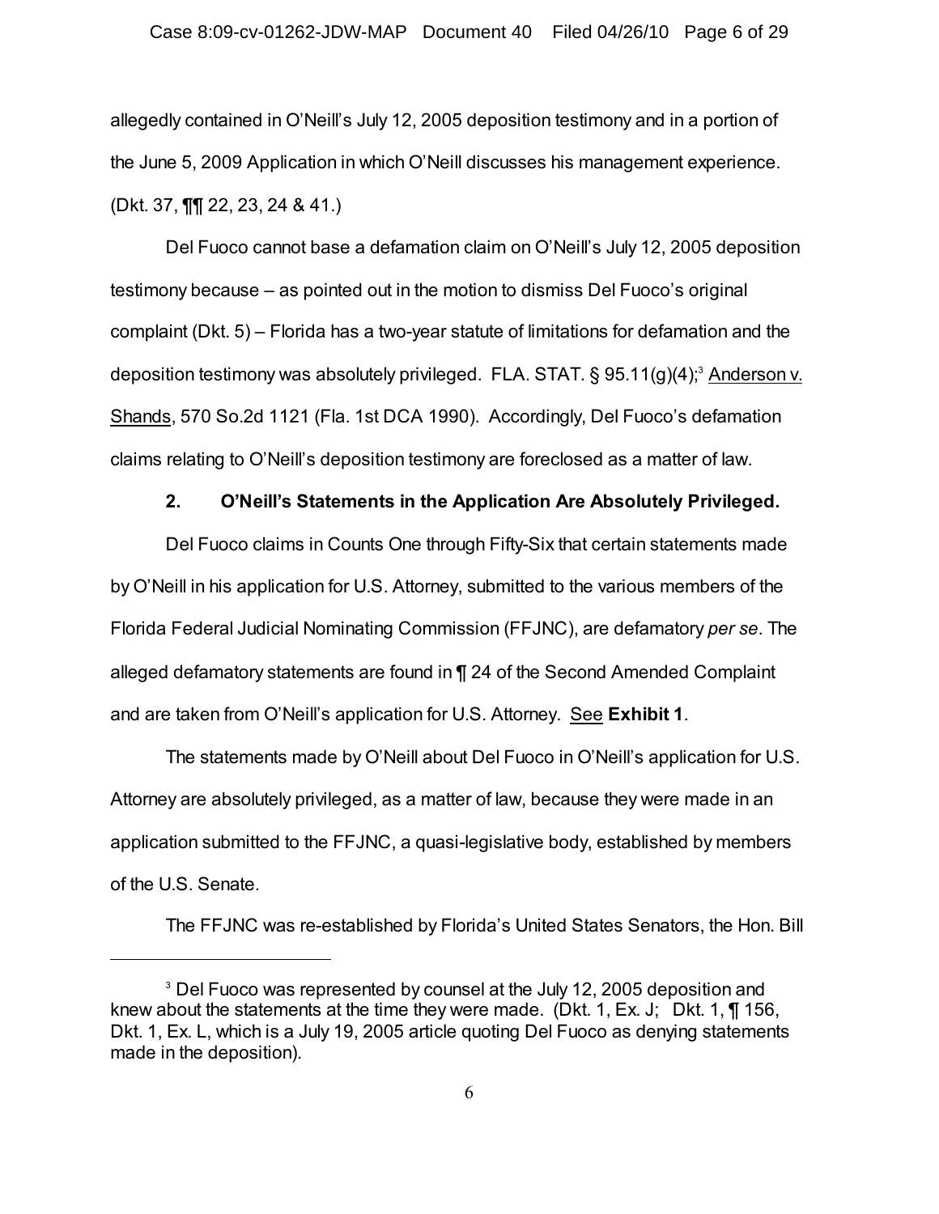allegedly contained in O'Neill's July 12, 2005 deposition testimony and in a portion of the June 5, 2009 Application in which O'Neill discusses his management experience. (Dkt. 37, ¶¶ 22, 23, 24 & 41.)

Del Fuoco cannot base a defamation claim on O'Neill's July 12, 2005 deposition testimony because – as pointed out in the motion to dismiss Del Fuoco's original complaint (Dkt. 5) – Florida has a two-year statute of limitations for defamation and the deposition testimony was absolutely privileged. FLA. STAT. § 95.11(g)(4);[3] Anderson v. Shands, 570 So.2d 1121 (Fla. 1st DCA 1990). Accordingly, Del Fuoco's defamation claims relating to O'Neill's deposition testimony are foreclosed as a matter of law.

**2. O'Neill's Statements in the Application Are Absolutely Privileged.**

Del Fuoco claims in Counts One through Fifty-Six that certain statements made by O'Neill in his application for U.S. Attorney, submitted to the various members of the Florida Federal Judicial Nominating Commission (FFJNC), are defamatory *per se*. The alleged defamatory statements are found in ¶ 24 of the Second Amended Complaint and are taken from O'Neill's application for U.S. Attorney. See **Exhibit 1**.

The statements made by O'Neill about Del Fuoco in O'Neill's application for U.S. Attorney are absolutely privileged, as a matter of law, because they were made in an application submitted to the FFJNC, a quasi-legislative body, established by members of the U.S. Senate.

The FFJNC was re-established by Florida's United States Senators, the Hon. Bill

[3] Del Fuoco was represented by counsel at the July 12, 2005 deposition and knew about the statements at the time they were made. (Dkt. 1, Ex. J; Dkt. 1, ¶ 156, Dkt. 1, Ex. L, which is a July 19, 2005 article quoting Del Fuoco as denying statements made in the deposition).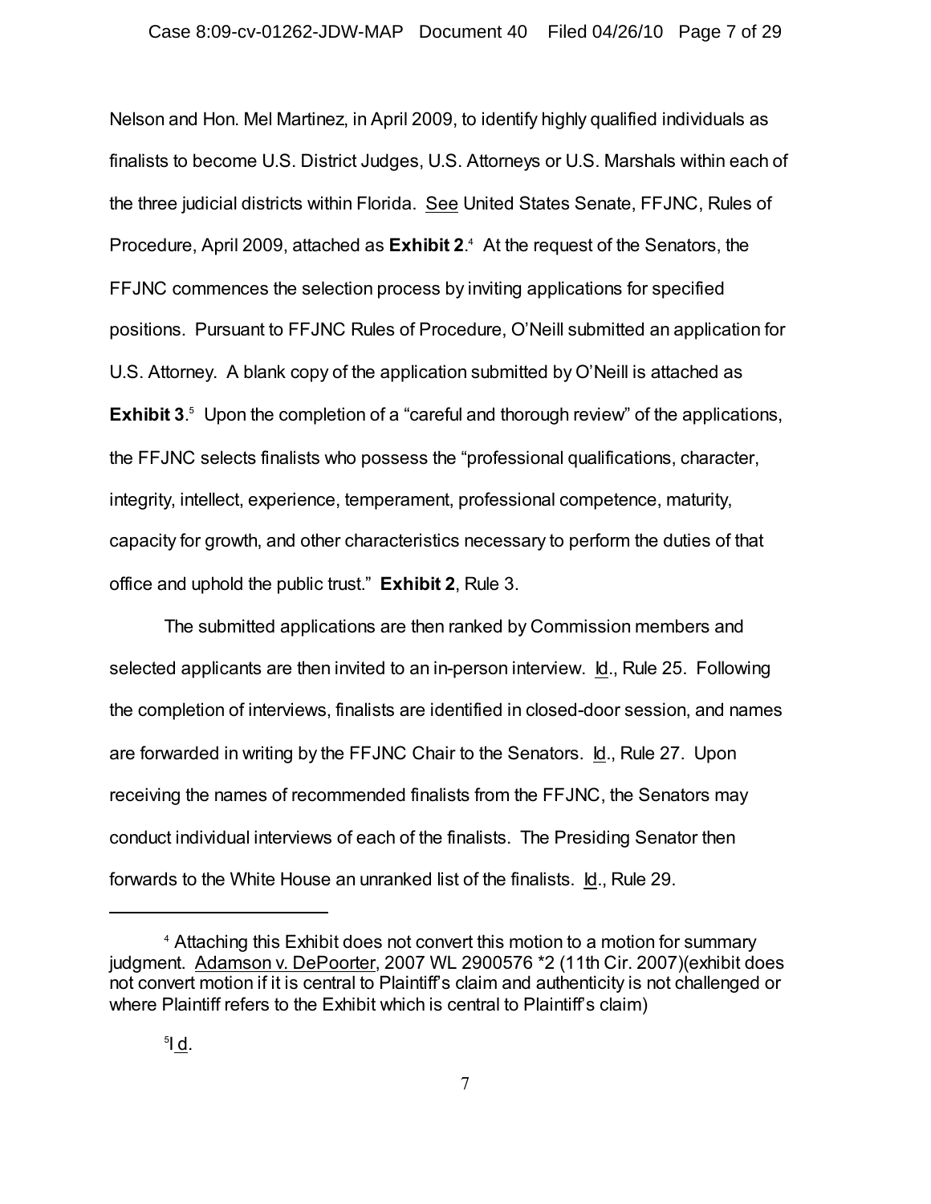Nelson and Hon. Mel Martinez, in April 2009, to identify highly qualified individuals as finalists to become U.S. District Judges, U.S. Attorneys or U.S. Marshals within each of the three judicial districts within Florida. See United States Senate, FFJNC, Rules of Procedure, April 2009, attached as **Exhibit 2**.[4] At the request of the Senators, the FFJNC commences the selection process by inviting applications for specified positions. Pursuant to FFJNC Rules of Procedure, O'Neill submitted an application for U.S. Attorney. A blank copy of the application submitted by O'Neill is attached as **Exhibit 3**.[5] Upon the completion of a "careful and thorough review" of the applications, the FFJNC selects finalists who possess the "professional qualifications, character, integrity, intellect, experience, temperament, professional competence, maturity, capacity for growth, and other characteristics necessary to perform the duties of that office and uphold the public trust." **Exhibit 2**, Rule 3.

The submitted applications are then ranked by Commission members and selected applicants are then invited to an in-person interview. Id., Rule 25. Following the completion of interviews, finalists are identified in closed-door session, and names are forwarded in writing by the FFJNC Chair to the Senators. Id., Rule 27. Upon receiving the names of recommended finalists from the FFJNC, the Senators may conduct individual interviews of each of the finalists. The Presiding Senator then forwards to the White House an unranked list of the finalists. Id., Rule 29.

---

[4] Attaching this Exhibit does not convert this motion to a motion for summary judgment. Adamson v. DePoorter, 2007 WL 2900576 *2 (11th Cir. 2007)(exhibit does not convert motion if it is central to Plaintiff's claim and authenticity is not challenged or where Plaintiff refers to the Exhibit which is central to Plaintiff's claim)

[5] Id.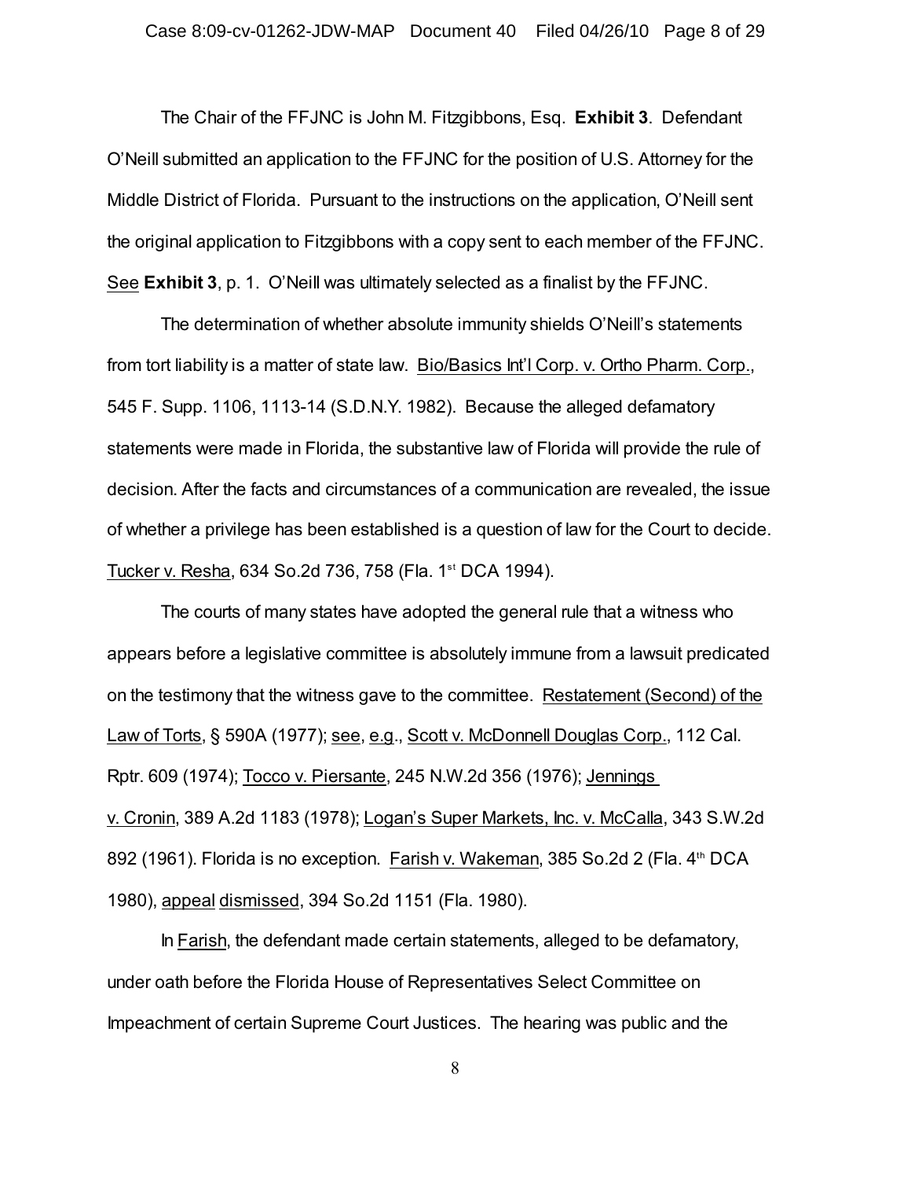The Chair of the FFJNC is John M. Fitzgibbons, Esq. **Exhibit 3**. Defendant O'Neill submitted an application to the FFJNC for the position of U.S. Attorney for the Middle District of Florida. Pursuant to the instructions on the application, O'Neill sent the original application to Fitzgibbons with a copy sent to each member of the FFJNC. See **Exhibit 3**, p. 1. O'Neill was ultimately selected as a finalist by the FFJNC.

The determination of whether absolute immunity shields O'Neill's statements from tort liability is a matter of state law. Bio/Basics Int'l Corp. v. Ortho Pharm. Corp., 545 F. Supp. 1106, 1113-14 (S.D.N.Y. 1982). Because the alleged defamatory statements were made in Florida, the substantive law of Florida will provide the rule of decision. After the facts and circumstances of a communication are revealed, the issue of whether a privilege has been established is a question of law for the Court to decide. Tucker v. Resha, 634 So.2d 736, 758 (Fla. 1st DCA 1994).

The courts of many states have adopted the general rule that a witness who appears before a legislative committee is absolutely immune from a lawsuit predicated on the testimony that the witness gave to the committee. Restatement (Second) of the Law of Torts, § 590A (1977); see, e.g., Scott v. McDonnell Douglas Corp., 112 Cal. Rptr. 609 (1974); Tocco v. Piersante, 245 N.W.2d 356 (1976); Jennings v. Cronin, 389 A.2d 1183 (1978); Logan's Super Markets, Inc. v. McCalla, 343 S.W.2d 892 (1961). Florida is no exception. Farish v. Wakeman, 385 So.2d 2 (Fla. 4th DCA 1980), appeal dismissed, 394 So.2d 1151 (Fla. 1980).

In Farish, the defendant made certain statements, alleged to be defamatory, under oath before the Florida House of Representatives Select Committee on Impeachment of certain Supreme Court Justices. The hearing was public and the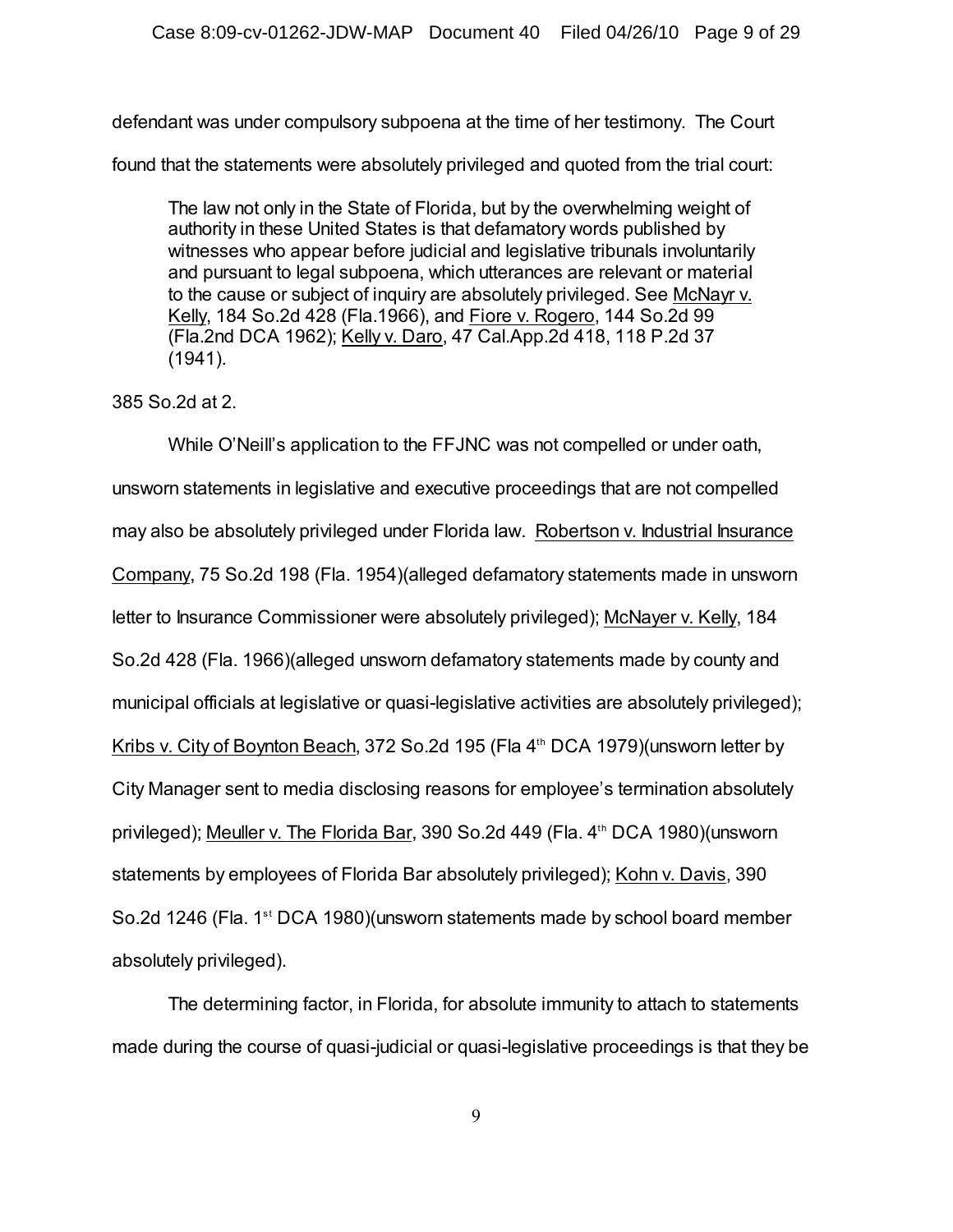defendant was under compulsory subpoena at the time of her testimony. The Court found that the statements were absolutely privileged and quoted from the trial court:

> The law not only in the State of Florida, but by the overwhelming weight of authority in these United States is that defamatory words published by witnesses who appear before judicial and legislative tribunals involuntarily and pursuant to legal subpoena, which utterances are relevant or material to the cause or subject of inquiry are absolutely privileged. See McNayr v. Kelly, 184 So.2d 428 (Fla.1966), and Fiore v. Rogero, 144 So.2d 99 (Fla.2nd DCA 1962); Kelly v. Daro, 47 Cal.App.2d 418, 118 P.2d 37 (1941).

385 So.2d at 2.

While O'Neill's application to the FFJNC was not compelled or under oath, unsworn statements in legislative and executive proceedings that are not compelled may also be absolutely privileged under Florida law. Robertson v. Industrial Insurance Company, 75 So.2d 198 (Fla. 1954)(alleged defamatory statements made in unsworn letter to Insurance Commissioner were absolutely privileged); McNayer v. Kelly, 184 So.2d 428 (Fla. 1966)(alleged unsworn defamatory statements made by county and municipal officials at legislative or quasi-legislative activities are absolutely privileged); Kribs v. City of Boynton Beach, 372 So.2d 195 (Fla 4th DCA 1979)(unsworn letter by City Manager sent to media disclosing reasons for employee's termination absolutely privileged); Meuller v. The Florida Bar, 390 So.2d 449 (Fla. 4th DCA 1980)(unsworn statements by employees of Florida Bar absolutely privileged); Kohn v. Davis, 390 So.2d 1246 (Fla. 1st DCA 1980)(unsworn statements made by school board member absolutely privileged).

The determining factor, in Florida, for absolute immunity to attach to statements made during the course of quasi-judicial or quasi-legislative proceedings is that they be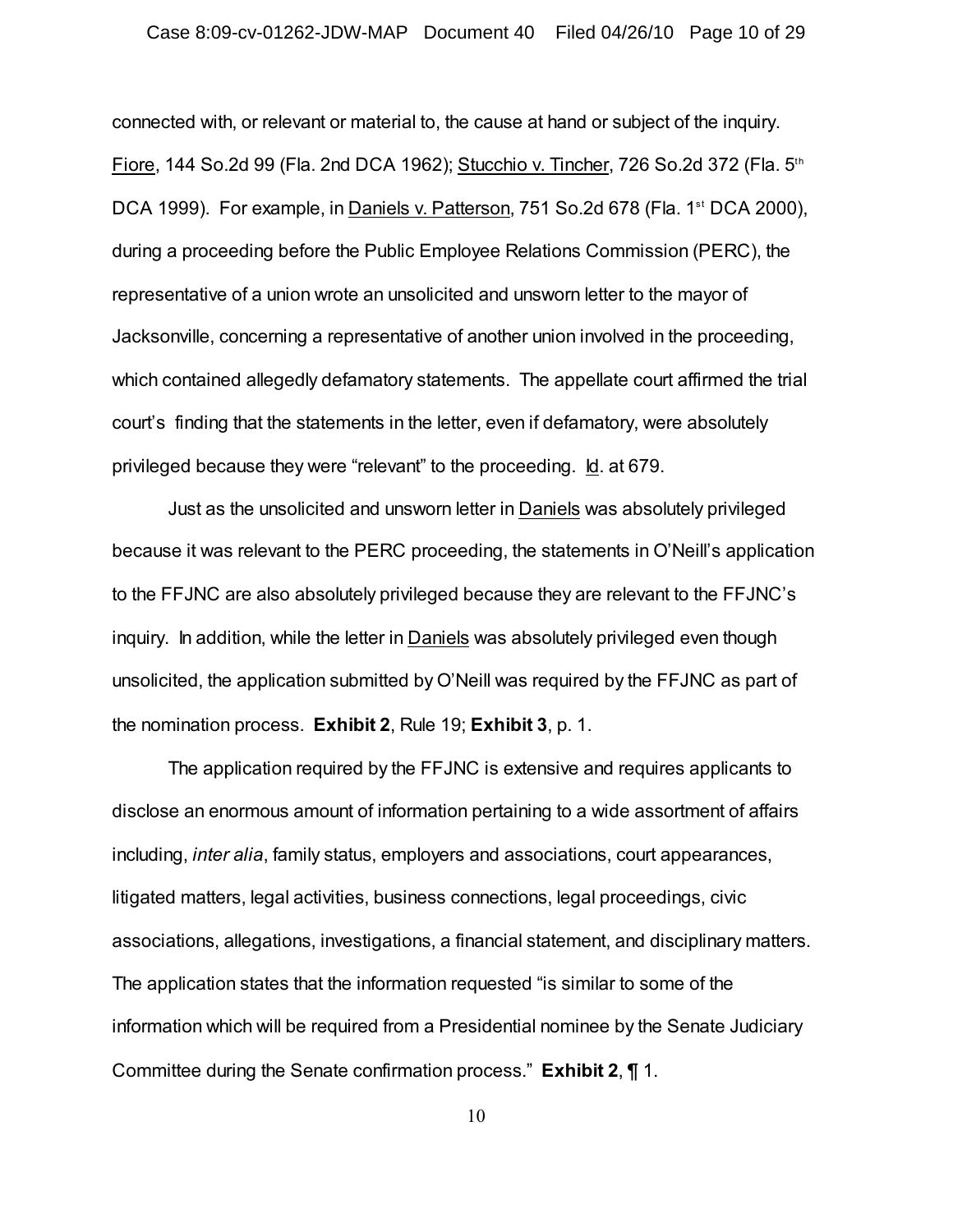connected with, or relevant or material to, the cause at hand or subject of the inquiry. Fiore, 144 So.2d 99 (Fla. 2nd DCA 1962); Stucchio v. Tincher, 726 So.2d 372 (Fla. 5th DCA 1999). For example, in Daniels v. Patterson, 751 So.2d 678 (Fla. 1st DCA 2000), during a proceeding before the Public Employee Relations Commission (PERC), the representative of a union wrote an unsolicited and unsworn letter to the mayor of Jacksonville, concerning a representative of another union involved in the proceeding, which contained allegedly defamatory statements. The appellate court affirmed the trial court's finding that the statements in the letter, even if defamatory, were absolutely privileged because they were "relevant" to the proceeding. Id. at 679.

Just as the unsolicited and unsworn letter in Daniels was absolutely privileged because it was relevant to the PERC proceeding, the statements in O'Neill's application to the FFJNC are also absolutely privileged because they are relevant to the FFJNC's inquiry. In addition, while the letter in Daniels was absolutely privileged even though unsolicited, the application submitted by O'Neill was required by the FFJNC as part of the nomination process. **Exhibit 2**, Rule 19; **Exhibit 3**, p. 1.

The application required by the FFJNC is extensive and requires applicants to disclose an enormous amount of information pertaining to a wide assortment of affairs including, *inter alia*, family status, employers and associations, court appearances, litigated matters, legal activities, business connections, legal proceedings, civic associations, allegations, investigations, a financial statement, and disciplinary matters. The application states that the information requested "is similar to some of the information which will be required from a Presidential nominee by the Senate Judiciary Committee during the Senate confirmation process." **Exhibit 2**, ¶ 1.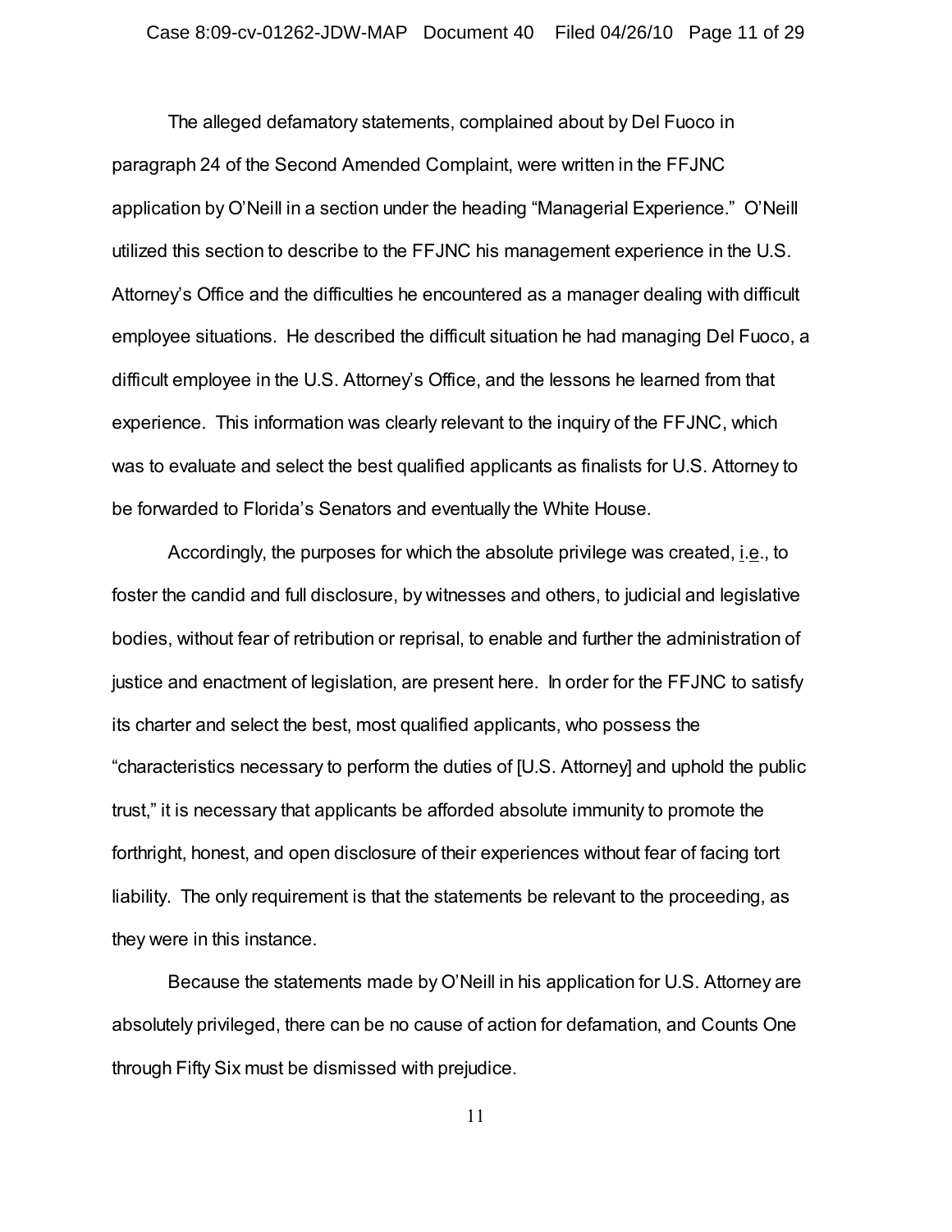The alleged defamatory statements, complained about by Del Fuoco in paragraph 24 of the Second Amended Complaint, were written in the FFJNC application by O'Neill in a section under the heading "Managerial Experience." O'Neill utilized this section to describe to the FFJNC his management experience in the U.S. Attorney's Office and the difficulties he encountered as a manager dealing with difficult employee situations. He described the difficult situation he had managing Del Fuoco, a difficult employee in the U.S. Attorney's Office, and the lessons he learned from that experience. This information was clearly relevant to the inquiry of the FFJNC, which was to evaluate and select the best qualified applicants as finalists for U.S. Attorney to be forwarded to Florida's Senators and eventually the White House.

Accordingly, the purposes for which the absolute privilege was created, i.e., to foster the candid and full disclosure, by witnesses and others, to judicial and legislative bodies, without fear of retribution or reprisal, to enable and further the administration of justice and enactment of legislation, are present here. In order for the FFJNC to satisfy its charter and select the best, most qualified applicants, who possess the "characteristics necessary to perform the duties of [U.S. Attorney] and uphold the public trust," it is necessary that applicants be afforded absolute immunity to promote the forthright, honest, and open disclosure of their experiences without fear of facing tort liability. The only requirement is that the statements be relevant to the proceeding, as they were in this instance.

Because the statements made by O'Neill in his application for U.S. Attorney are absolutely privileged, there can be no cause of action for defamation, and Counts One through Fifty Six must be dismissed with prejudice.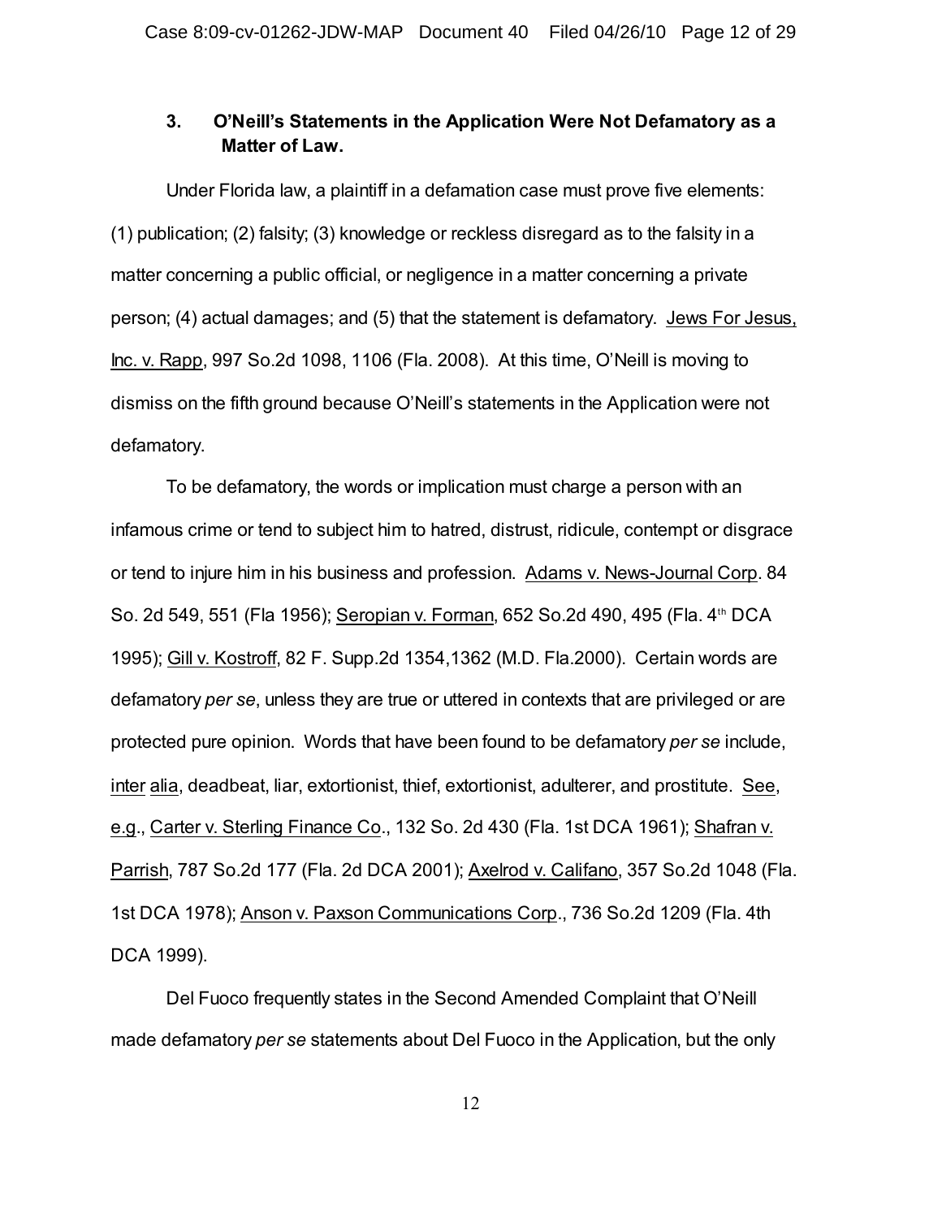### 3. O'Neill's Statements in the Application Were Not Defamatory as a Matter of Law.

Under Florida law, a plaintiff in a defamation case must prove five elements: (1) publication; (2) falsity; (3) knowledge or reckless disregard as to the falsity in a matter concerning a public official, or negligence in a matter concerning a private person; (4) actual damages; and (5) that the statement is defamatory. Jews For Jesus, Inc. v. Rapp, 997 So.2d 1098, 1106 (Fla. 2008). At this time, O'Neill is moving to dismiss on the fifth ground because O'Neill's statements in the Application were not defamatory.

To be defamatory, the words or implication must charge a person with an infamous crime or tend to subject him to hatred, distrust, ridicule, contempt or disgrace or tend to injure him in his business and profession. Adams v. News-Journal Corp. 84 So. 2d 549, 551 (Fla 1956); Seropian v. Forman, 652 So.2d 490, 495 (Fla. 4th DCA 1995); Gill v. Kostroff, 82 F. Supp.2d 1354,1362 (M.D. Fla.2000). Certain words are defamatory *per se*, unless they are true or uttered in contexts that are privileged or are protected pure opinion. Words that have been found to be defamatory *per se* include, inter alia, deadbeat, liar, extortionist, thief, extortionist, adulterer, and prostitute. See, e.g., Carter v. Sterling Finance Co., 132 So. 2d 430 (Fla. 1st DCA 1961); Shafran v. Parrish, 787 So.2d 177 (Fla. 2d DCA 2001); Axelrod v. Califano, 357 So.2d 1048 (Fla. 1st DCA 1978); Anson v. Paxson Communications Corp., 736 So.2d 1209 (Fla. 4th DCA 1999).

Del Fuoco frequently states in the Second Amended Complaint that O'Neill made defamatory *per se* statements about Del Fuoco in the Application, but the only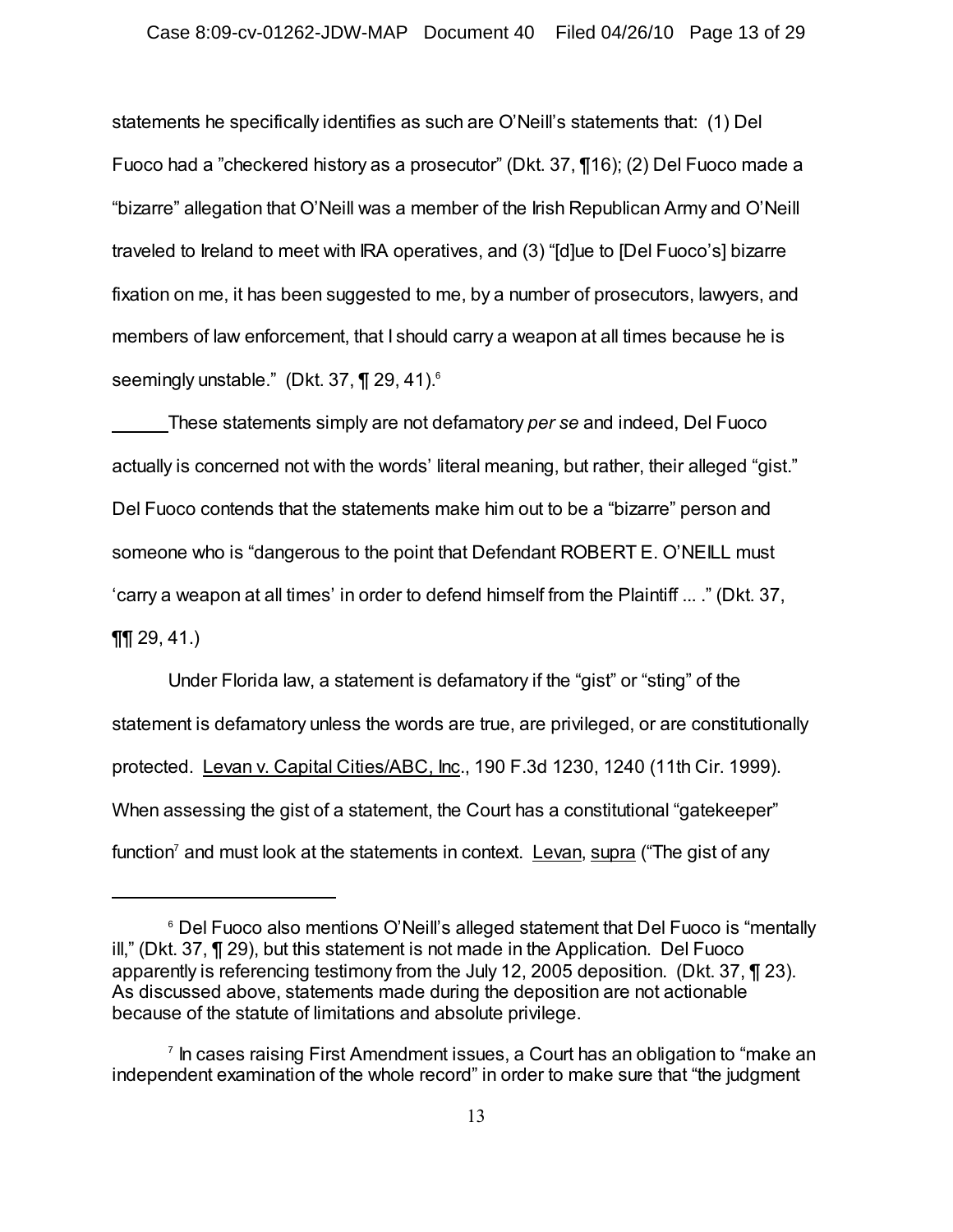statements he specifically identifies as such are O'Neill's statements that: (1) Del Fuoco had a "checkered history as a prosecutor" (Dkt. 37, ¶16); (2) Del Fuoco made a "bizarre" allegation that O'Neill was a member of the Irish Republican Army and O'Neill traveled to Ireland to meet with IRA operatives, and (3) "[d]ue to [Del Fuoco's] bizarre fixation on me, it has been suggested to me, by a number of prosecutors, lawyers, and members of law enforcement, that I should carry a weapon at all times because he is seemingly unstable." (Dkt. 37, ¶ 29, 41).[6]

These statements simply are not defamatory *per se* and indeed, Del Fuoco actually is concerned not with the words' literal meaning, but rather, their alleged "gist." Del Fuoco contends that the statements make him out to be a "bizarre" person and someone who is "dangerous to the point that Defendant ROBERT E. O'NEILL must 'carry a weapon at all times' in order to defend himself from the Plaintiff ... ." (Dkt. 37, ¶¶ 29, 41.)

Under Florida law, a statement is defamatory if the "gist" or "sting" of the statement is defamatory unless the words are true, are privileged, or are constitutionally protected. Levan v. Capital Cities/ABC, Inc., 190 F.3d 1230, 1240 (11th Cir. 1999). When assessing the gist of a statement, the Court has a constitutional "gatekeeper" function[7] and must look at the statements in context. Levan, supra ("The gist of any

---

[6] Del Fuoco also mentions O'Neill's alleged statement that Del Fuoco is "mentally ill," (Dkt. 37, ¶ 29), but this statement is not made in the Application. Del Fuoco apparently is referencing testimony from the July 12, 2005 deposition. (Dkt. 37, ¶ 23). As discussed above, statements made during the deposition are not actionable because of the statute of limitations and absolute privilege.

[7] In cases raising First Amendment issues, a Court has an obligation to "make an independent examination of the whole record" in order to make sure that "the judgment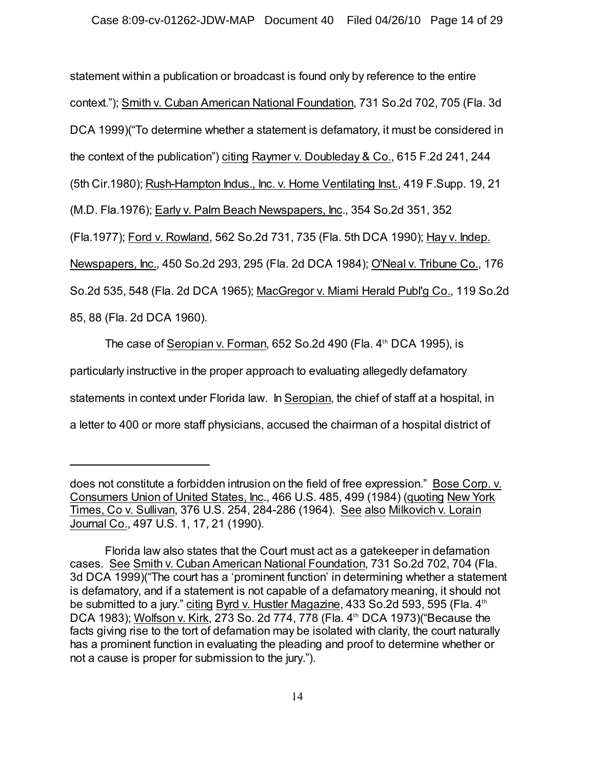statement within a publication or broadcast is found only by reference to the entire context."); Smith v. Cuban American National Foundation, 731 So.2d 702, 705 (Fla. 3d DCA 1999)("To determine whether a statement is defamatory, it must be considered in the context of the publication") citing Raymer v. Doubleday & Co., 615 F.2d 241, 244 (5th Cir.1980); Rush-Hampton Indus., Inc. v. Home Ventilating Inst., 419 F.Supp. 19, 21 (M.D. Fla.1976); Early v. Palm Beach Newspapers, Inc., 354 So.2d 351, 352 (Fla.1977); Ford v. Rowland, 562 So.2d 731, 735 (Fla. 5th DCA 1990); Hay v. Indep. Newspapers, Inc., 450 So.2d 293, 295 (Fla. 2d DCA 1984); O'Neal v. Tribune Co., 176 So.2d 535, 548 (Fla. 2d DCA 1965); MacGregor v. Miami Herald Publ'g Co., 119 So.2d 85, 88 (Fla. 2d DCA 1960).

The case of Seropian v. Forman, 652 So.2d 490 (Fla. 4th DCA 1995), is particularly instructive in the proper approach to evaluating allegedly defamatory statements in context under Florida law. In Seropian, the chief of staff at a hospital, in a letter to 400 or more staff physicians, accused the chairman of a hospital district of

---

does not constitute a forbidden intrusion on the field of free expression." Bose Corp. v. Consumers Union of United States, Inc., 466 U.S. 485, 499 (1984) (quoting New York Times, Co v. Sullivan, 376 U.S. 254, 284-286 (1964). See also Milkovich v. Lorain Journal Co., 497 U.S. 1, 17, 21 (1990).

Florida law also states that the Court must act as a gatekeeper in defamation cases. See Smith v. Cuban American National Foundation, 731 So.2d 702, 704 (Fla. 3d DCA 1999)("The court has a 'prominent function' in determining whether a statement is defamatory, and if a statement is not capable of a defamatory meaning, it should not be submitted to a jury." citing Byrd v. Hustler Magazine, 433 So.2d 593, 595 (Fla. 4th DCA 1983); Wolfson v. Kirk, 273 So. 2d 774, 778 (Fla. 4th DCA 1973)("Because the facts giving rise to the tort of defamation may be isolated with clarity, the court naturally has a prominent function in evaluating the pleading and proof to determine whether or not a cause is proper for submission to the jury.").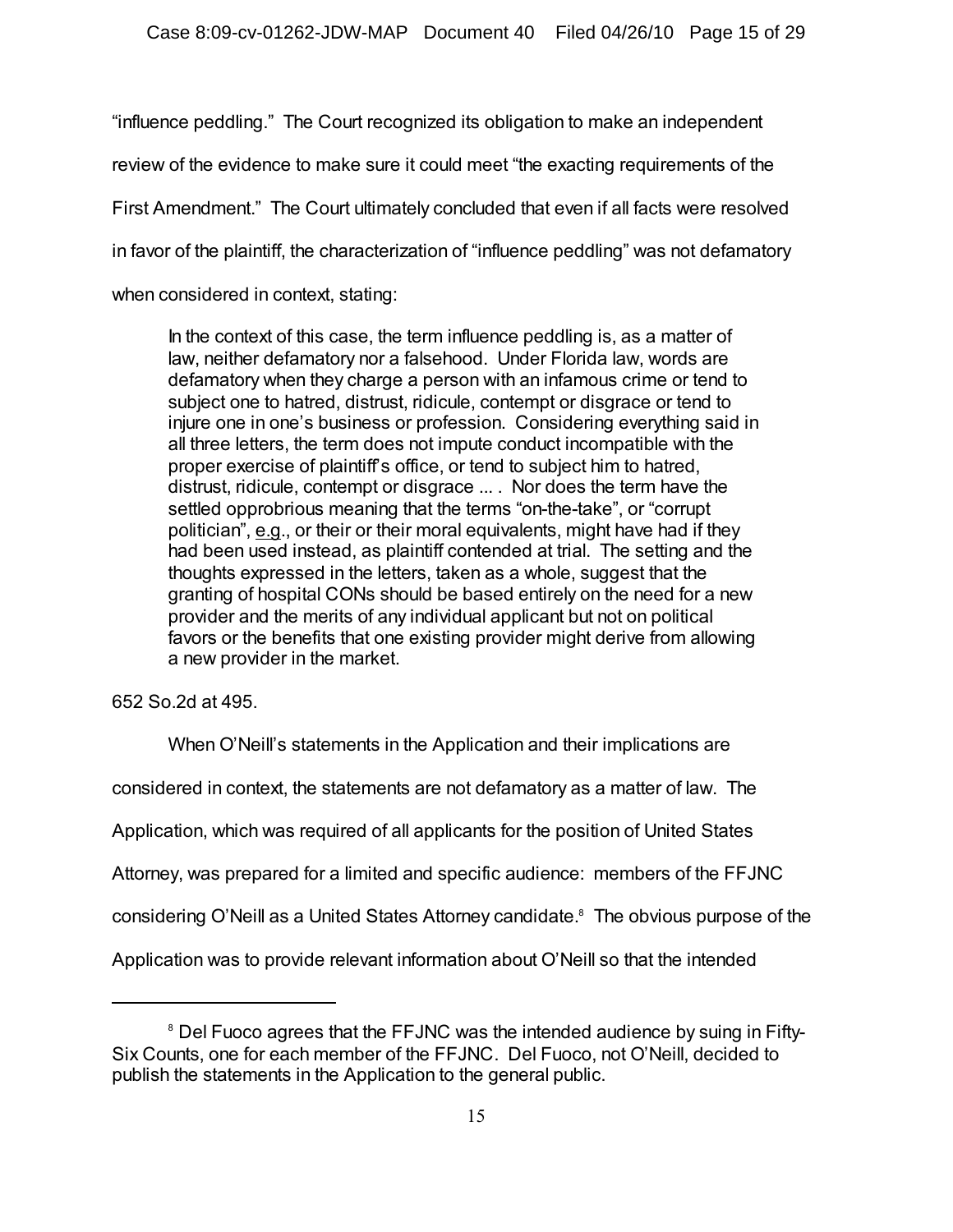"influence peddling." The Court recognized its obligation to make an independent review of the evidence to make sure it could meet "the exacting requirements of the First Amendment." The Court ultimately concluded that even if all facts were resolved in favor of the plaintiff, the characterization of "influence peddling" was not defamatory when considered in context, stating:

> In the context of this case, the term influence peddling is, as a matter of law, neither defamatory nor a falsehood. Under Florida law, words are defamatory when they charge a person with an infamous crime or tend to subject one to hatred, distrust, ridicule, contempt or disgrace or tend to injure one in one's business or profession. Considering everything said in all three letters, the term does not impute conduct incompatible with the proper exercise of plaintiff's office, or tend to subject him to hatred, distrust, ridicule, contempt or disgrace ... . Nor does the term have the settled opprobrious meaning that the terms "on-the-take", or "corrupt politician", e.g., or their or their moral equivalents, might have had if they had been used instead, as plaintiff contended at trial. The setting and the thoughts expressed in the letters, taken as a whole, suggest that the granting of hospital CONs should be based entirely on the need for a new provider and the merits of any individual applicant but not on political favors or the benefits that one existing provider might derive from allowing a new provider in the market.

652 So.2d at 495.

When O'Neill's statements in the Application and their implications are considered in context, the statements are not defamatory as a matter of law. The Application, which was required of all applicants for the position of United States Attorney, was prepared for a limited and specific audience: members of the FFJNC considering O'Neill as a United States Attorney candidate.[8] The obvious purpose of the Application was to provide relevant information about O'Neill so that the intended

[8] Del Fuoco agrees that the FFJNC was the intended audience by suing in Fifty-Six Counts, one for each member of the FFJNC. Del Fuoco, not O'Neill, decided to publish the statements in the Application to the general public.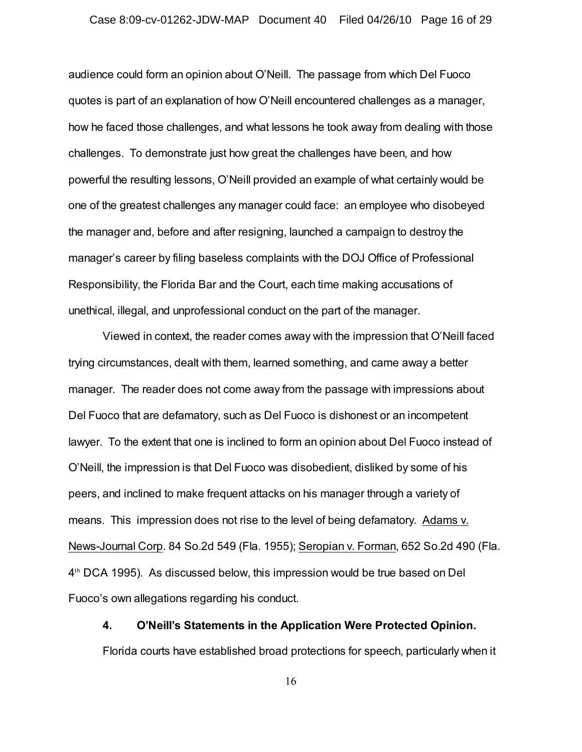audience could form an opinion about O'Neill. The passage from which Del Fuoco quotes is part of an explanation of how O'Neill encountered challenges as a manager, how he faced those challenges, and what lessons he took away from dealing with those challenges. To demonstrate just how great the challenges have been, and how powerful the resulting lessons, O'Neill provided an example of what certainly would be one of the greatest challenges any manager could face: an employee who disobeyed the manager and, before and after resigning, launched a campaign to destroy the manager's career by filing baseless complaints with the DOJ Office of Professional Responsibility, the Florida Bar and the Court, each time making accusations of unethical, illegal, and unprofessional conduct on the part of the manager.

Viewed in context, the reader comes away with the impression that O'Neill faced trying circumstances, dealt with them, learned something, and came away a better manager. The reader does not come away from the passage with impressions about Del Fuoco that are defamatory, such as Del Fuoco is dishonest or an incompetent lawyer. To the extent that one is inclined to form an opinion about Del Fuoco instead of O'Neill, the impression is that Del Fuoco was disobedient, disliked by some of his peers, and inclined to make frequent attacks on his manager through a variety of means. This impression does not rise to the level of being defamatory. Adams v. News-Journal Corp. 84 So.2d 549 (Fla. 1955); Seropian v. Forman, 652 So.2d 490 (Fla. 4th DCA 1995). As discussed below, this impression would be true based on Del Fuoco's own allegations regarding his conduct.

**4. O'Neill's Statements in the Application Were Protected Opinion.**

Florida courts have established broad protections for speech, particularly when it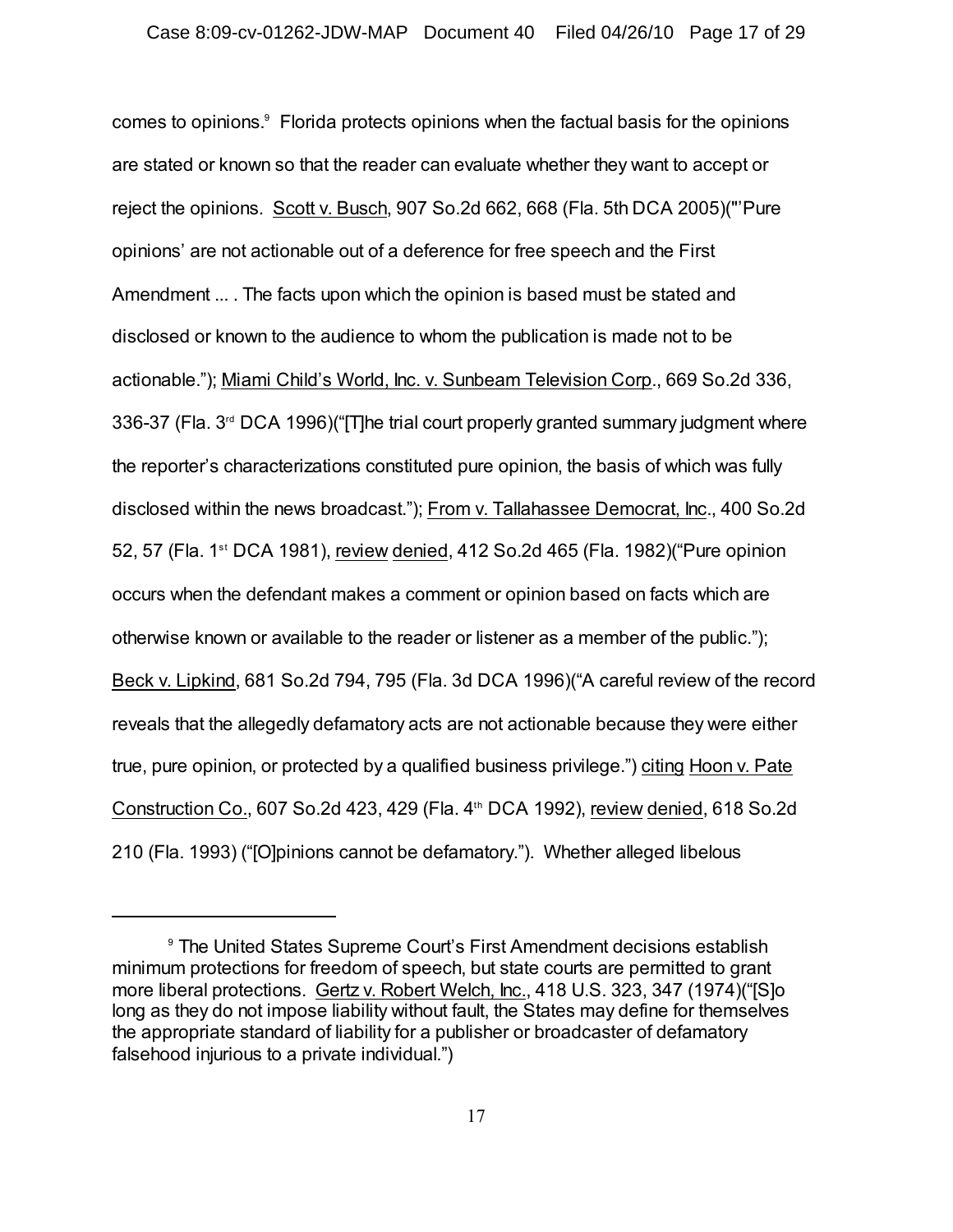comes to opinions.[9] Florida protects opinions when the factual basis for the opinions are stated or known so that the reader can evaluate whether they want to accept or reject the opinions. Scott v. Busch, 907 So.2d 662, 668 (Fla. 5th DCA 2005)("'Pure opinions' are not actionable out of a deference for free speech and the First Amendment ... . The facts upon which the opinion is based must be stated and disclosed or known to the audience to whom the publication is made not to be actionable."); Miami Child's World, Inc. v. Sunbeam Television Corp., 669 So.2d 336, 336-37 (Fla. 3rd DCA 1996)("[T]he trial court properly granted summary judgment where the reporter's characterizations constituted pure opinion, the basis of which was fully disclosed within the news broadcast."); From v. Tallahassee Democrat, Inc., 400 So.2d 52, 57 (Fla. 1st DCA 1981), review denied, 412 So.2d 465 (Fla. 1982)("Pure opinion occurs when the defendant makes a comment or opinion based on facts which are otherwise known or available to the reader or listener as a member of the public."); Beck v. Lipkind, 681 So.2d 794, 795 (Fla. 3d DCA 1996)("A careful review of the record reveals that the allegedly defamatory acts are not actionable because they were either true, pure opinion, or protected by a qualified business privilege.") citing Hoon v. Pate Construction Co., 607 So.2d 423, 429 (Fla. 4th DCA 1992), review denied, 618 So.2d 210 (Fla. 1993) ("[O]pinions cannot be defamatory."). Whether alleged libelous

---

[9] The United States Supreme Court's First Amendment decisions establish minimum protections for freedom of speech, but state courts are permitted to grant more liberal protections. Gertz v. Robert Welch, Inc., 418 U.S. 323, 347 (1974)("[S]o long as they do not impose liability without fault, the States may define for themselves the appropriate standard of liability for a publisher or broadcaster of defamatory falsehood injurious to a private individual.")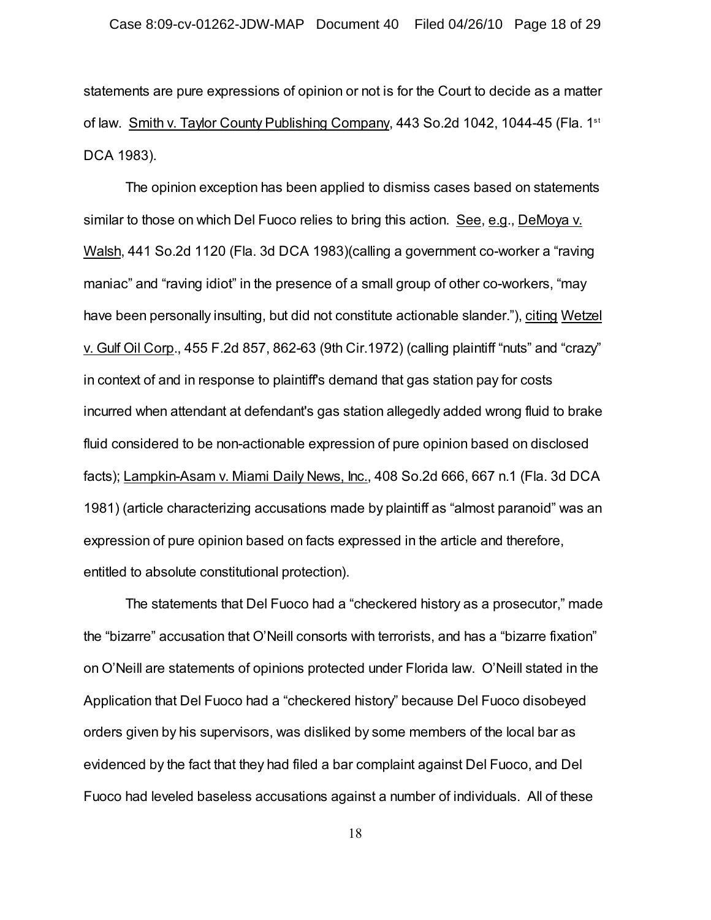statements are pure expressions of opinion or not is for the Court to decide as a matter of law. Smith v. Taylor County Publishing Company, 443 So.2d 1042, 1044-45 (Fla. 1st DCA 1983).

The opinion exception has been applied to dismiss cases based on statements similar to those on which Del Fuoco relies to bring this action. See, e.g., DeMoya v. Walsh, 441 So.2d 1120 (Fla. 3d DCA 1983)(calling a government co-worker a "raving maniac" and "raving idiot" in the presence of a small group of other co-workers, "may have been personally insulting, but did not constitute actionable slander."), citing Wetzel v. Gulf Oil Corp., 455 F.2d 857, 862-63 (9th Cir.1972) (calling plaintiff "nuts" and "crazy" in context of and in response to plaintiff's demand that gas station pay for costs incurred when attendant at defendant's gas station allegedly added wrong fluid to brake fluid considered to be non-actionable expression of pure opinion based on disclosed facts); Lampkin-Asam v. Miami Daily News, Inc., 408 So.2d 666, 667 n.1 (Fla. 3d DCA 1981) (article characterizing accusations made by plaintiff as "almost paranoid" was an expression of pure opinion based on facts expressed in the article and therefore, entitled to absolute constitutional protection).

The statements that Del Fuoco had a "checkered history as a prosecutor," made the "bizarre" accusation that O'Neill consorts with terrorists, and has a "bizarre fixation" on O'Neill are statements of opinions protected under Florida law. O'Neill stated in the Application that Del Fuoco had a "checkered history" because Del Fuoco disobeyed orders given by his supervisors, was disliked by some members of the local bar as evidenced by the fact that they had filed a bar complaint against Del Fuoco, and Del Fuoco had leveled baseless accusations against a number of individuals. All of these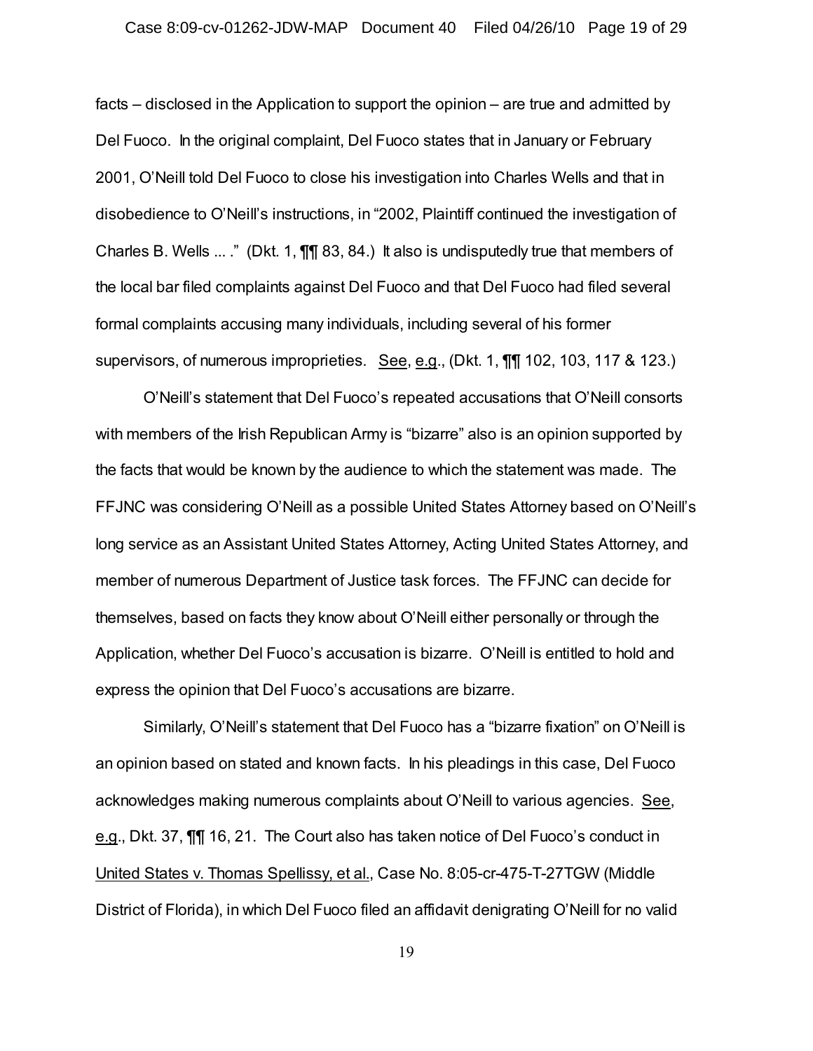facts – disclosed in the Application to support the opinion – are true and admitted by Del Fuoco. In the original complaint, Del Fuoco states that in January or February 2001, O'Neill told Del Fuoco to close his investigation into Charles Wells and that in disobedience to O'Neill's instructions, in "2002, Plaintiff continued the investigation of Charles B. Wells ... ." (Dkt. 1, ¶¶ 83, 84.) It also is undisputedly true that members of the local bar filed complaints against Del Fuoco and that Del Fuoco had filed several formal complaints accusing many individuals, including several of his former supervisors, of numerous improprieties. See, e.g., (Dkt. 1, ¶¶ 102, 103, 117 & 123.)

O'Neill's statement that Del Fuoco's repeated accusations that O'Neill consorts with members of the Irish Republican Army is "bizarre" also is an opinion supported by the facts that would be known by the audience to which the statement was made. The FFJNC was considering O'Neill as a possible United States Attorney based on O'Neill's long service as an Assistant United States Attorney, Acting United States Attorney, and member of numerous Department of Justice task forces. The FFJNC can decide for themselves, based on facts they know about O'Neill either personally or through the Application, whether Del Fuoco's accusation is bizarre. O'Neill is entitled to hold and express the opinion that Del Fuoco's accusations are bizarre.

Similarly, O'Neill's statement that Del Fuoco has a "bizarre fixation" on O'Neill is an opinion based on stated and known facts. In his pleadings in this case, Del Fuoco acknowledges making numerous complaints about O'Neill to various agencies. See, e.g., Dkt. 37, ¶¶ 16, 21. The Court also has taken notice of Del Fuoco's conduct in United States v. Thomas Spellissy, et al., Case No. 8:05-cr-475-T-27TGW (Middle District of Florida), in which Del Fuoco filed an affidavit denigrating O'Neill for no valid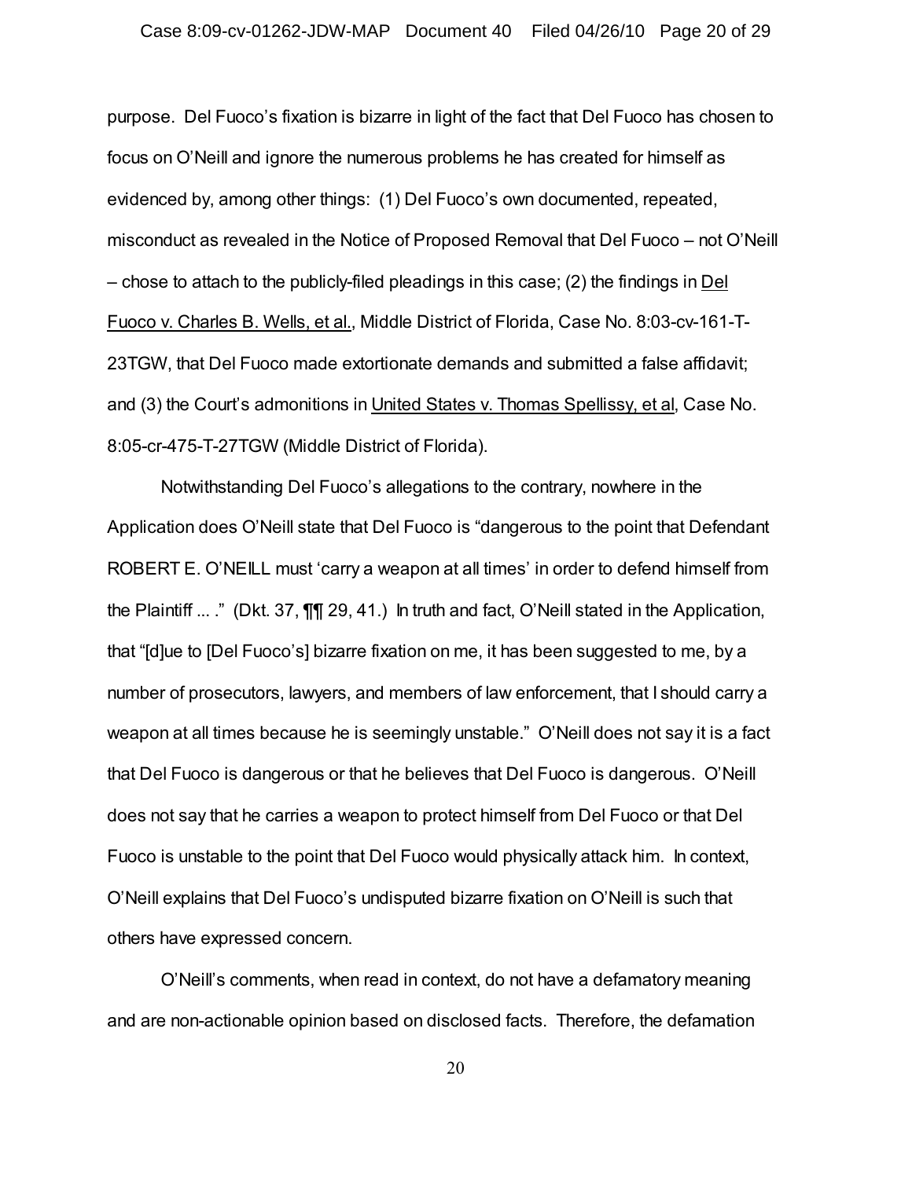purpose. Del Fuoco's fixation is bizarre in light of the fact that Del Fuoco has chosen to focus on O'Neill and ignore the numerous problems he has created for himself as evidenced by, among other things: (1) Del Fuoco's own documented, repeated, misconduct as revealed in the Notice of Proposed Removal that Del Fuoco – not O'Neill – chose to attach to the publicly-filed pleadings in this case; (2) the findings in Del Fuoco v. Charles B. Wells, et al., Middle District of Florida, Case No. 8:03-cv-161-T-23TGW, that Del Fuoco made extortionate demands and submitted a false affidavit; and (3) the Court's admonitions in United States v. Thomas Spellissy, et al, Case No. 8:05-cr-475-T-27TGW (Middle District of Florida).

Notwithstanding Del Fuoco's allegations to the contrary, nowhere in the Application does O'Neill state that Del Fuoco is "dangerous to the point that Defendant ROBERT E. O'NEILL must 'carry a weapon at all times' in order to defend himself from the Plaintiff ... ." (Dkt. 37, ¶¶ 29, 41.) In truth and fact, O'Neill stated in the Application, that "[d]ue to [Del Fuoco's] bizarre fixation on me, it has been suggested to me, by a number of prosecutors, lawyers, and members of law enforcement, that I should carry a weapon at all times because he is seemingly unstable." O'Neill does not say it is a fact that Del Fuoco is dangerous or that he believes that Del Fuoco is dangerous. O'Neill does not say that he carries a weapon to protect himself from Del Fuoco or that Del Fuoco is unstable to the point that Del Fuoco would physically attack him. In context, O'Neill explains that Del Fuoco's undisputed bizarre fixation on O'Neill is such that others have expressed concern.

O'Neill's comments, when read in context, do not have a defamatory meaning and are non-actionable opinion based on disclosed facts. Therefore, the defamation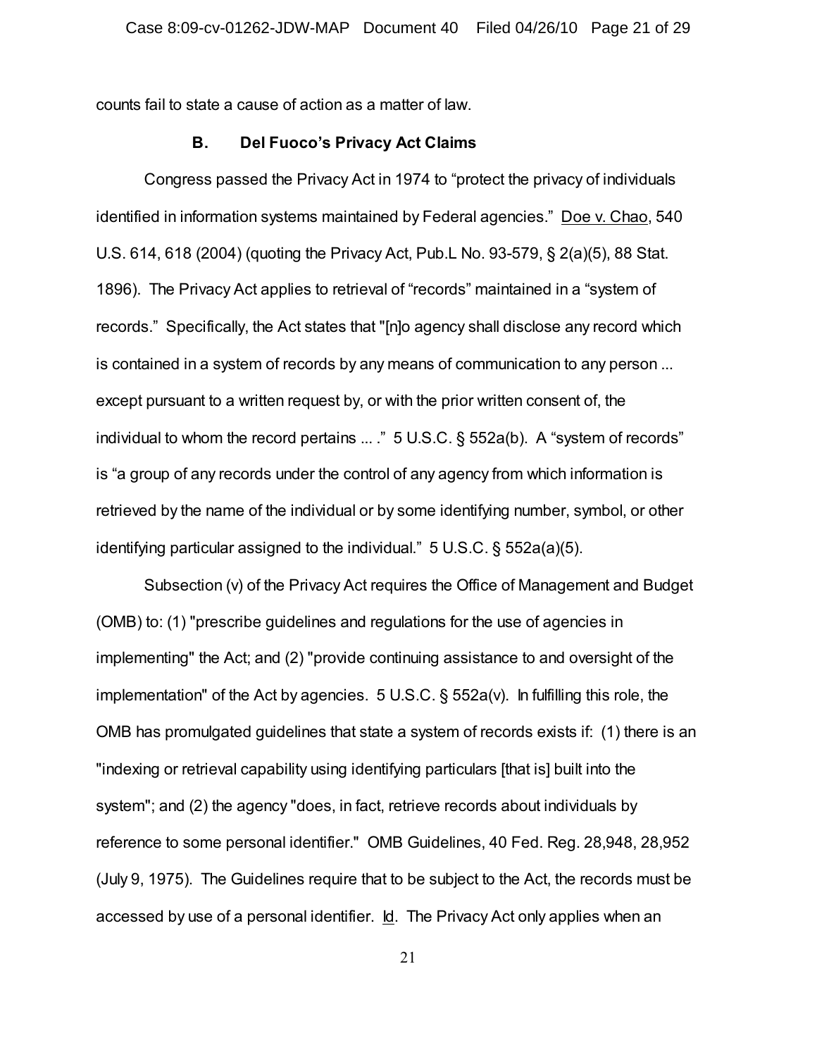counts fail to state a cause of action as a matter of law.

### B. Del Fuoco's Privacy Act Claims

Congress passed the Privacy Act in 1974 to "protect the privacy of individuals identified in information systems maintained by Federal agencies." Doe v. Chao, 540 U.S. 614, 618 (2004) (quoting the Privacy Act, Pub.L No. 93-579, § 2(a)(5), 88 Stat. 1896). The Privacy Act applies to retrieval of "records" maintained in a "system of records." Specifically, the Act states that "[n]o agency shall disclose any record which is contained in a system of records by any means of communication to any person ... except pursuant to a written request by, or with the prior written consent of, the individual to whom the record pertains ... ." 5 U.S.C. § 552a(b). A "system of records" is "a group of any records under the control of any agency from which information is retrieved by the name of the individual or by some identifying number, symbol, or other identifying particular assigned to the individual." 5 U.S.C. § 552a(a)(5).

Subsection (v) of the Privacy Act requires the Office of Management and Budget (OMB) to: (1) "prescribe guidelines and regulations for the use of agencies in implementing" the Act; and (2) "provide continuing assistance to and oversight of the implementation" of the Act by agencies. 5 U.S.C. § 552a(v). In fulfilling this role, the OMB has promulgated guidelines that state a system of records exists if: (1) there is an "indexing or retrieval capability using identifying particulars [that is] built into the system"; and (2) the agency "does, in fact, retrieve records about individuals by reference to some personal identifier." OMB Guidelines, 40 Fed. Reg. 28,948, 28,952 (July 9, 1975). The Guidelines require that to be subject to the Act, the records must be accessed by use of a personal identifier. Id. The Privacy Act only applies when an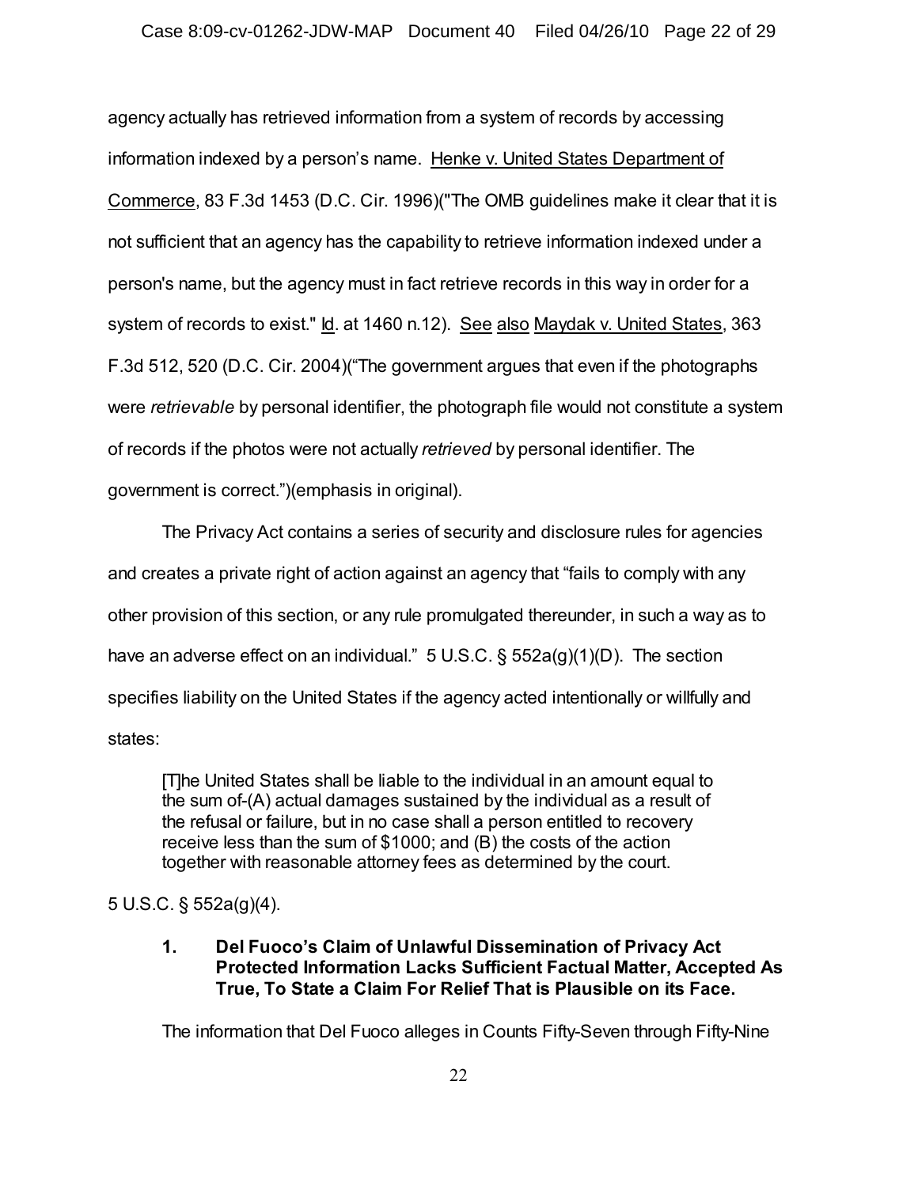agency actually has retrieved information from a system of records by accessing information indexed by a person's name. Henke v. United States Department of Commerce, 83 F.3d 1453 (D.C. Cir. 1996)("The OMB guidelines make it clear that it is not sufficient that an agency has the capability to retrieve information indexed under a person's name, but the agency must in fact retrieve records in this way in order for a system of records to exist." Id. at 1460 n.12). See also Maydak v. United States, 363 F.3d 512, 520 (D.C. Cir. 2004)("The government argues that even if the photographs were *retrievable* by personal identifier, the photograph file would not constitute a system of records if the photos were not actually *retrieved* by personal identifier. The government is correct.")(emphasis in original).

The Privacy Act contains a series of security and disclosure rules for agencies and creates a private right of action against an agency that "fails to comply with any other provision of this section, or any rule promulgated thereunder, in such a way as to have an adverse effect on an individual." 5 U.S.C. § 552a(g)(1)(D). The section specifies liability on the United States if the agency acted intentionally or willfully and states:

> [T]he United States shall be liable to the individual in an amount equal to the sum of-(A) actual damages sustained by the individual as a result of the refusal or failure, but in no case shall a person entitled to recovery receive less than the sum of $1000; and (B) the costs of the action together with reasonable attorney fees as determined by the court.

5 U.S.C. § 552a(g)(4).

**1. Del Fuoco's Claim of Unlawful Dissemination of Privacy Act Protected Information Lacks Sufficient Factual Matter, Accepted As True, To State a Claim For Relief That is Plausible on its Face.**

The information that Del Fuoco alleges in Counts Fifty-Seven through Fifty-Nine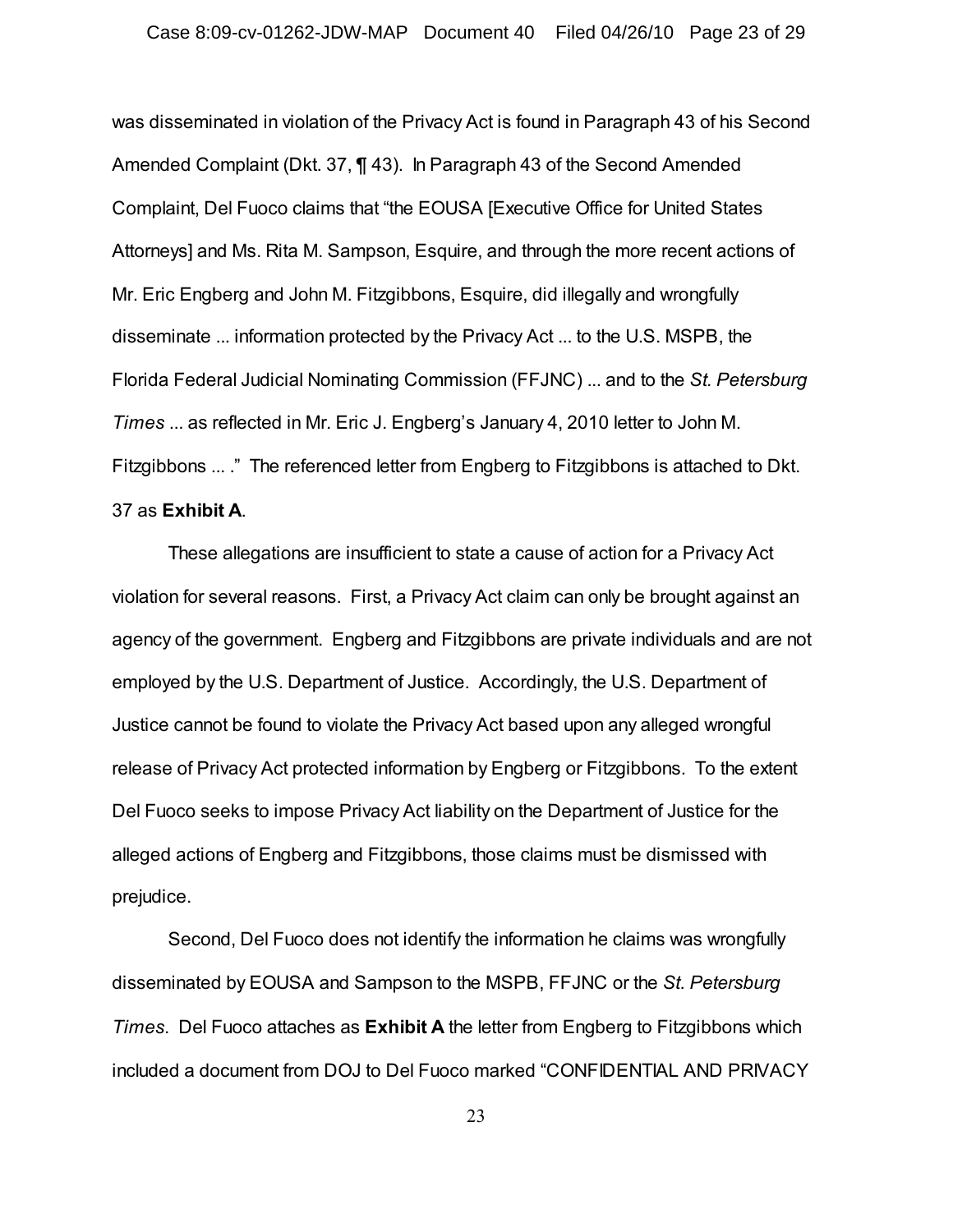was disseminated in violation of the Privacy Act is found in Paragraph 43 of his Second Amended Complaint (Dkt. 37, ¶ 43). In Paragraph 43 of the Second Amended Complaint, Del Fuoco claims that "the EOUSA [Executive Office for United States Attorneys] and Ms. Rita M. Sampson, Esquire, and through the more recent actions of Mr. Eric Engberg and John M. Fitzgibbons, Esquire, did illegally and wrongfully disseminate ... information protected by the Privacy Act ... to the U.S. MSPB, the Florida Federal Judicial Nominating Commission (FFJNC) ... and to the *St. Petersburg Times* ... as reflected in Mr. Eric J. Engberg's January 4, 2010 letter to John M. Fitzgibbons ... ." The referenced letter from Engberg to Fitzgibbons is attached to Dkt. 37 as **Exhibit A**.

These allegations are insufficient to state a cause of action for a Privacy Act violation for several reasons. First, a Privacy Act claim can only be brought against an agency of the government. Engberg and Fitzgibbons are private individuals and are not employed by the U.S. Department of Justice. Accordingly, the U.S. Department of Justice cannot be found to violate the Privacy Act based upon any alleged wrongful release of Privacy Act protected information by Engberg or Fitzgibbons. To the extent Del Fuoco seeks to impose Privacy Act liability on the Department of Justice for the alleged actions of Engberg and Fitzgibbons, those claims must be dismissed with prejudice.

Second, Del Fuoco does not identify the information he claims was wrongfully disseminated by EOUSA and Sampson to the MSPB, FFJNC or the *St. Petersburg Times*. Del Fuoco attaches as **Exhibit A** the letter from Engberg to Fitzgibbons which included a document from DOJ to Del Fuoco marked "CONFIDENTIAL AND PRIVACY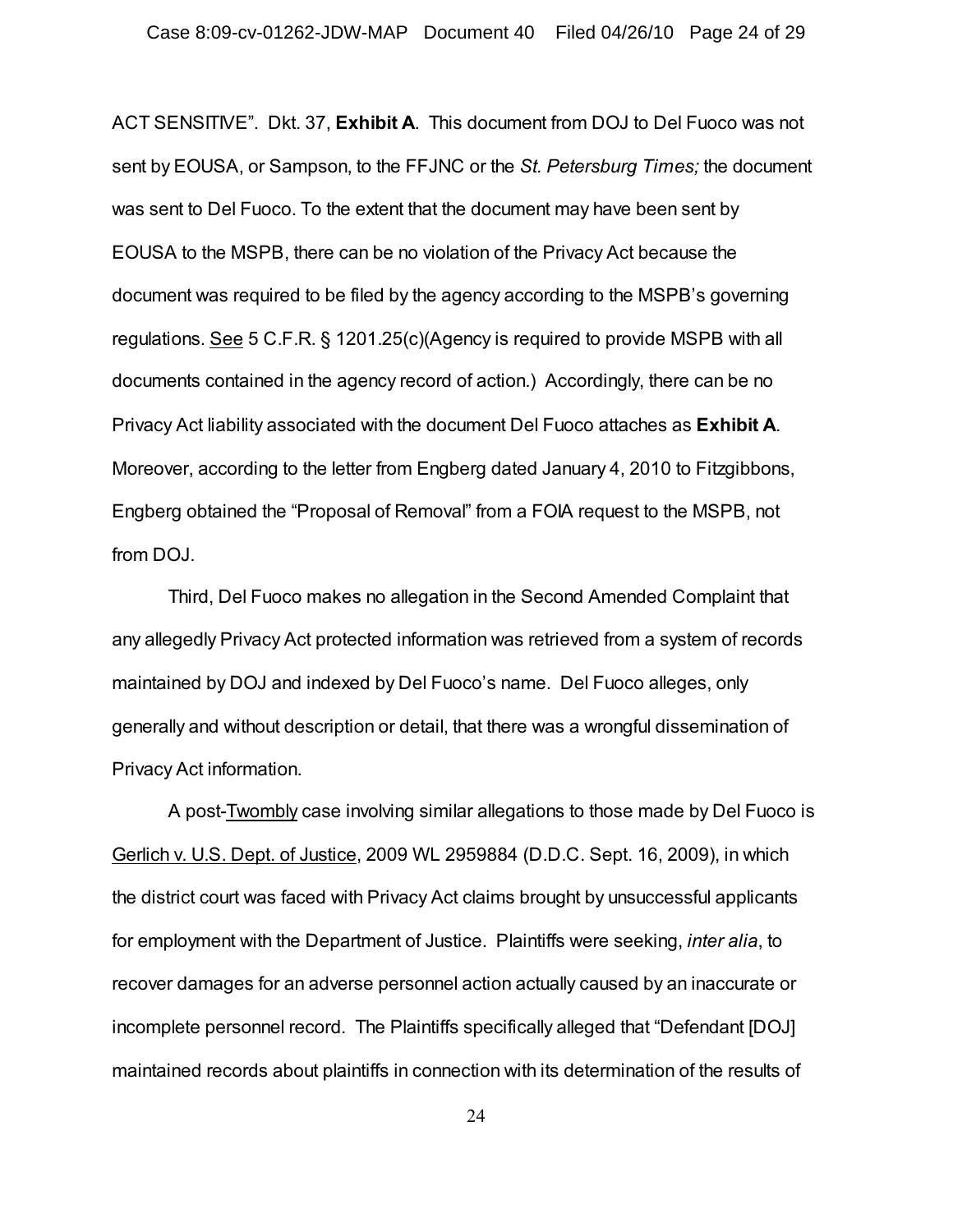ACT SENSITIVE". Dkt. 37, **Exhibit A**. This document from DOJ to Del Fuoco was not sent by EOUSA, or Sampson, to the FFJNC or the *St. Petersburg Times;* the document was sent to Del Fuoco. To the extent that the document may have been sent by EOUSA to the MSPB, there can be no violation of the Privacy Act because the document was required to be filed by the agency according to the MSPB's governing regulations. See 5 C.F.R. § 1201.25(c)(Agency is required to provide MSPB with all documents contained in the agency record of action.) Accordingly, there can be no Privacy Act liability associated with the document Del Fuoco attaches as **Exhibit A**. Moreover, according to the letter from Engberg dated January 4, 2010 to Fitzgibbons, Engberg obtained the "Proposal of Removal" from a FOIA request to the MSPB, not from DOJ.

Third, Del Fuoco makes no allegation in the Second Amended Complaint that any allegedly Privacy Act protected information was retrieved from a system of records maintained by DOJ and indexed by Del Fuoco's name. Del Fuoco alleges, only generally and without description or detail, that there was a wrongful dissemination of Privacy Act information.

A post-Twombly case involving similar allegations to those made by Del Fuoco is Gerlich v. U.S. Dept. of Justice, 2009 WL 2959884 (D.D.C. Sept. 16, 2009), in which the district court was faced with Privacy Act claims brought by unsuccessful applicants for employment with the Department of Justice. Plaintiffs were seeking, *inter alia*, to recover damages for an adverse personnel action actually caused by an inaccurate or incomplete personnel record. The Plaintiffs specifically alleged that "Defendant [DOJ] maintained records about plaintiffs in connection with its determination of the results of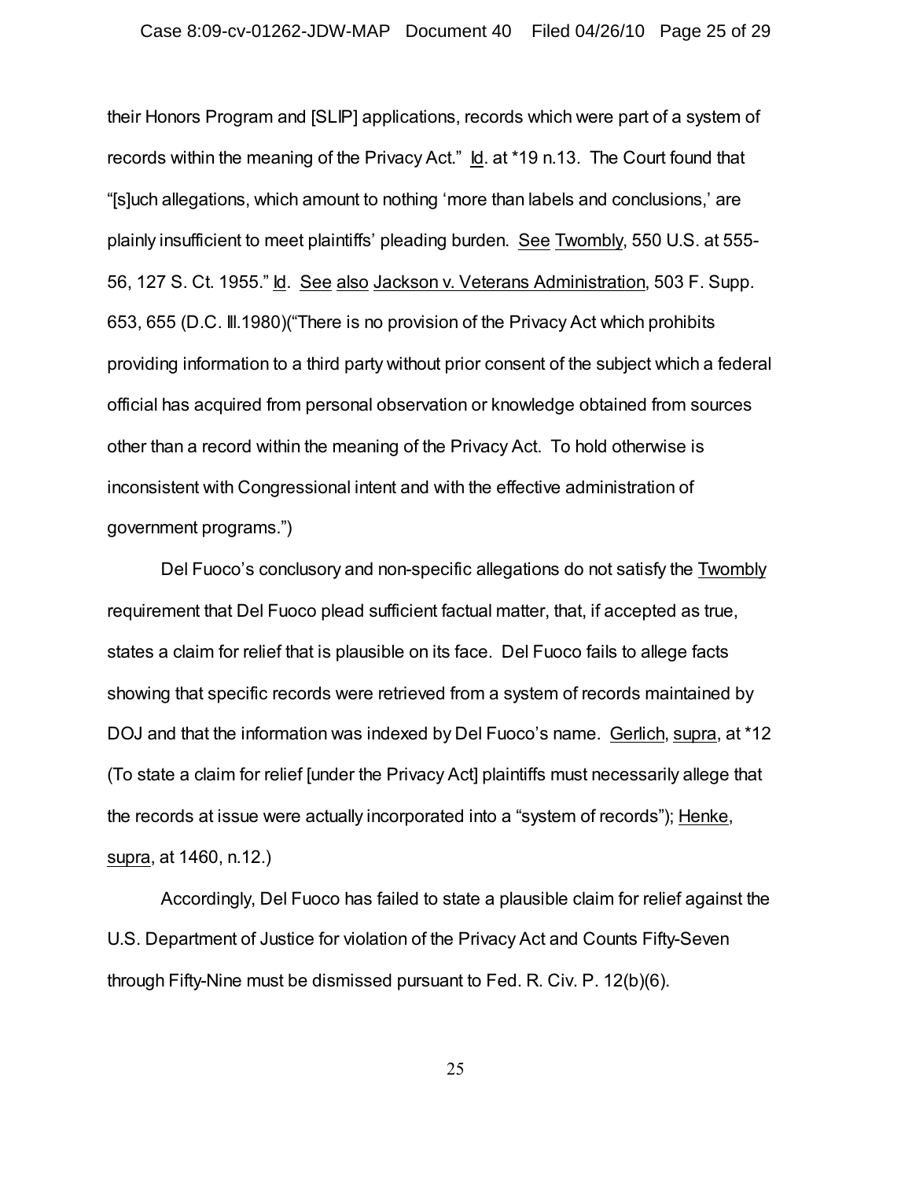their Honors Program and [SLIP] applications, records which were part of a system of records within the meaning of the Privacy Act." Id. at *19 n.13. The Court found that "[s]uch allegations, which amount to nothing 'more than labels and conclusions,' are plainly insufficient to meet plaintiffs' pleading burden. See Twombly, 550 U.S. at 555-56, 127 S. Ct. 1955." Id. See also Jackson v. Veterans Administration, 503 F. Supp. 653, 655 (D.C. Ill.1980)("There is no provision of the Privacy Act which prohibits providing information to a third party without prior consent of the subject which a federal official has acquired from personal observation or knowledge obtained from sources other than a record within the meaning of the Privacy Act. To hold otherwise is inconsistent with Congressional intent and with the effective administration of government programs.")

Del Fuoco's conclusory and non-specific allegations do not satisfy the Twombly requirement that Del Fuoco plead sufficient factual matter, that, if accepted as true, states a claim for relief that is plausible on its face. Del Fuoco fails to allege facts showing that specific records were retrieved from a system of records maintained by DOJ and that the information was indexed by Del Fuoco's name. Gerlich, supra, at *12 (To state a claim for relief [under the Privacy Act] plaintiffs must necessarily allege that the records at issue were actually incorporated into a "system of records"); Henke, supra, at 1460, n.12.)

Accordingly, Del Fuoco has failed to state a plausible claim for relief against the U.S. Department of Justice for violation of the Privacy Act and Counts Fifty-Seven through Fifty-Nine must be dismissed pursuant to Fed. R. Civ. P. 12(b)(6).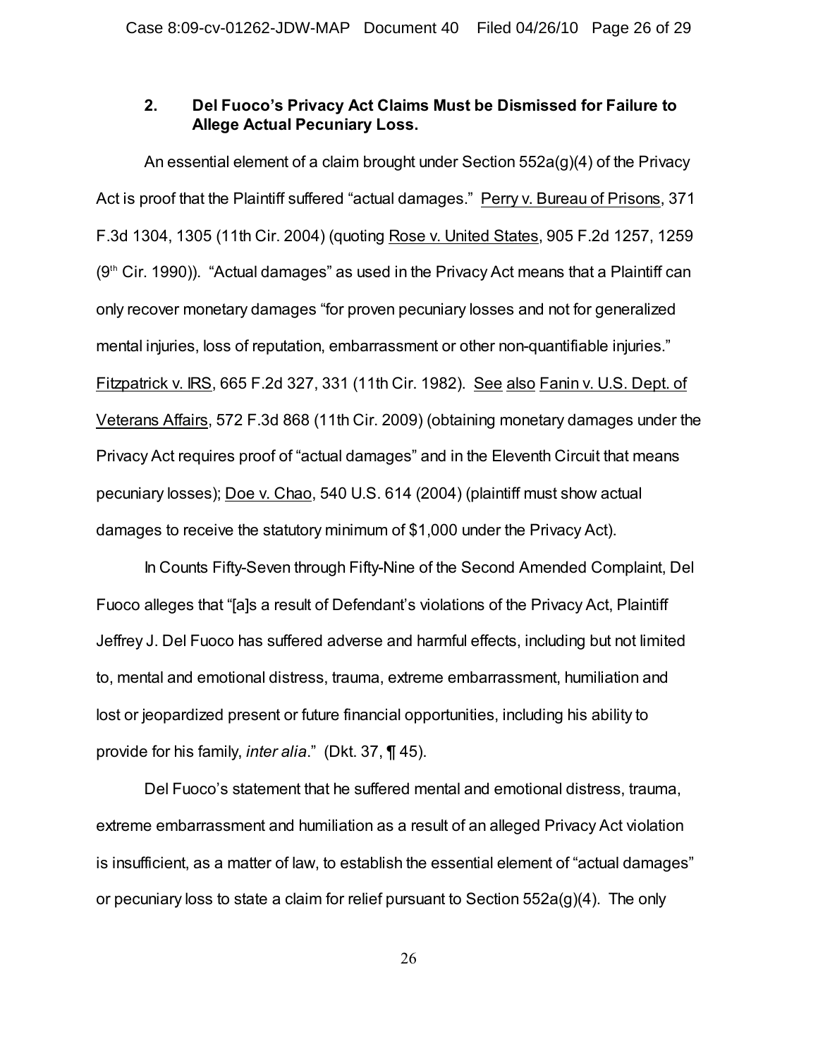### 2. Del Fuoco's Privacy Act Claims Must be Dismissed for Failure to Allege Actual Pecuniary Loss.

An essential element of a claim brought under Section 552a(g)(4) of the Privacy Act is proof that the Plaintiff suffered "actual damages." Perry v. Bureau of Prisons, 371 F.3d 1304, 1305 (11th Cir. 2004) (quoting Rose v. United States, 905 F.2d 1257, 1259 (9th Cir. 1990)). "Actual damages" as used in the Privacy Act means that a Plaintiff can only recover monetary damages "for proven pecuniary losses and not for generalized mental injuries, loss of reputation, embarrassment or other non-quantifiable injuries." Fitzpatrick v. IRS, 665 F.2d 327, 331 (11th Cir. 1982). See also Fanin v. U.S. Dept. of Veterans Affairs, 572 F.3d 868 (11th Cir. 2009) (obtaining monetary damages under the Privacy Act requires proof of "actual damages" and in the Eleventh Circuit that means pecuniary losses); Doe v. Chao, 540 U.S. 614 (2004) (plaintiff must show actual damages to receive the statutory minimum of $1,000 under the Privacy Act).

In Counts Fifty-Seven through Fifty-Nine of the Second Amended Complaint, Del Fuoco alleges that "[a]s a result of Defendant's violations of the Privacy Act, Plaintiff Jeffrey J. Del Fuoco has suffered adverse and harmful effects, including but not limited to, mental and emotional distress, trauma, extreme embarrassment, humiliation and lost or jeopardized present or future financial opportunities, including his ability to provide for his family, *inter alia*." (Dkt. 37, ¶ 45).

Del Fuoco's statement that he suffered mental and emotional distress, trauma, extreme embarrassment and humiliation as a result of an alleged Privacy Act violation is insufficient, as a matter of law, to establish the essential element of "actual damages" or pecuniary loss to state a claim for relief pursuant to Section 552a(g)(4). The only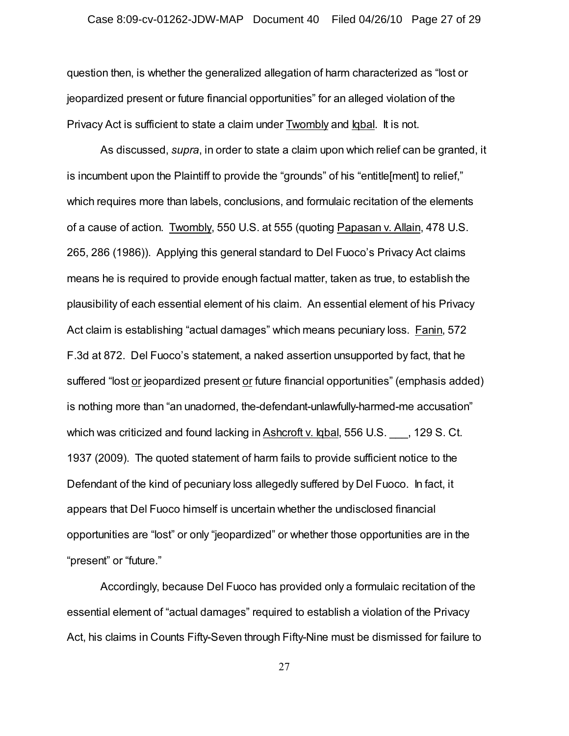question then, is whether the generalized allegation of harm characterized as "lost or jeopardized present or future financial opportunities" for an alleged violation of the Privacy Act is sufficient to state a claim under Twombly and Iqbal. It is not.

As discussed, *supra*, in order to state a claim upon which relief can be granted, it is incumbent upon the Plaintiff to provide the "grounds" of his "entitle[ment] to relief," which requires more than labels, conclusions, and formulaic recitation of the elements of a cause of action. Twombly, 550 U.S. at 555 (quoting Papasan v. Allain, 478 U.S. 265, 286 (1986)). Applying this general standard to Del Fuoco's Privacy Act claims means he is required to provide enough factual matter, taken as true, to establish the plausibility of each essential element of his claim. An essential element of his Privacy Act claim is establishing "actual damages" which means pecuniary loss. Fanin, 572 F.3d at 872. Del Fuoco's statement, a naked assertion unsupported by fact, that he suffered "lost or jeopardized present or future financial opportunities" (emphasis added) is nothing more than "an unadorned, the-defendant-unlawfully-harmed-me accusation" which was criticized and found lacking in Ashcroft v. Iqbal, 556 U.S. ___, 129 S. Ct. 1937 (2009). The quoted statement of harm fails to provide sufficient notice to the Defendant of the kind of pecuniary loss allegedly suffered by Del Fuoco. In fact, it appears that Del Fuoco himself is uncertain whether the undisclosed financial opportunities are "lost" or only "jeopardized" or whether those opportunities are in the "present" or "future."

Accordingly, because Del Fuoco has provided only a formulaic recitation of the essential element of "actual damages" required to establish a violation of the Privacy Act, his claims in Counts Fifty-Seven through Fifty-Nine must be dismissed for failure to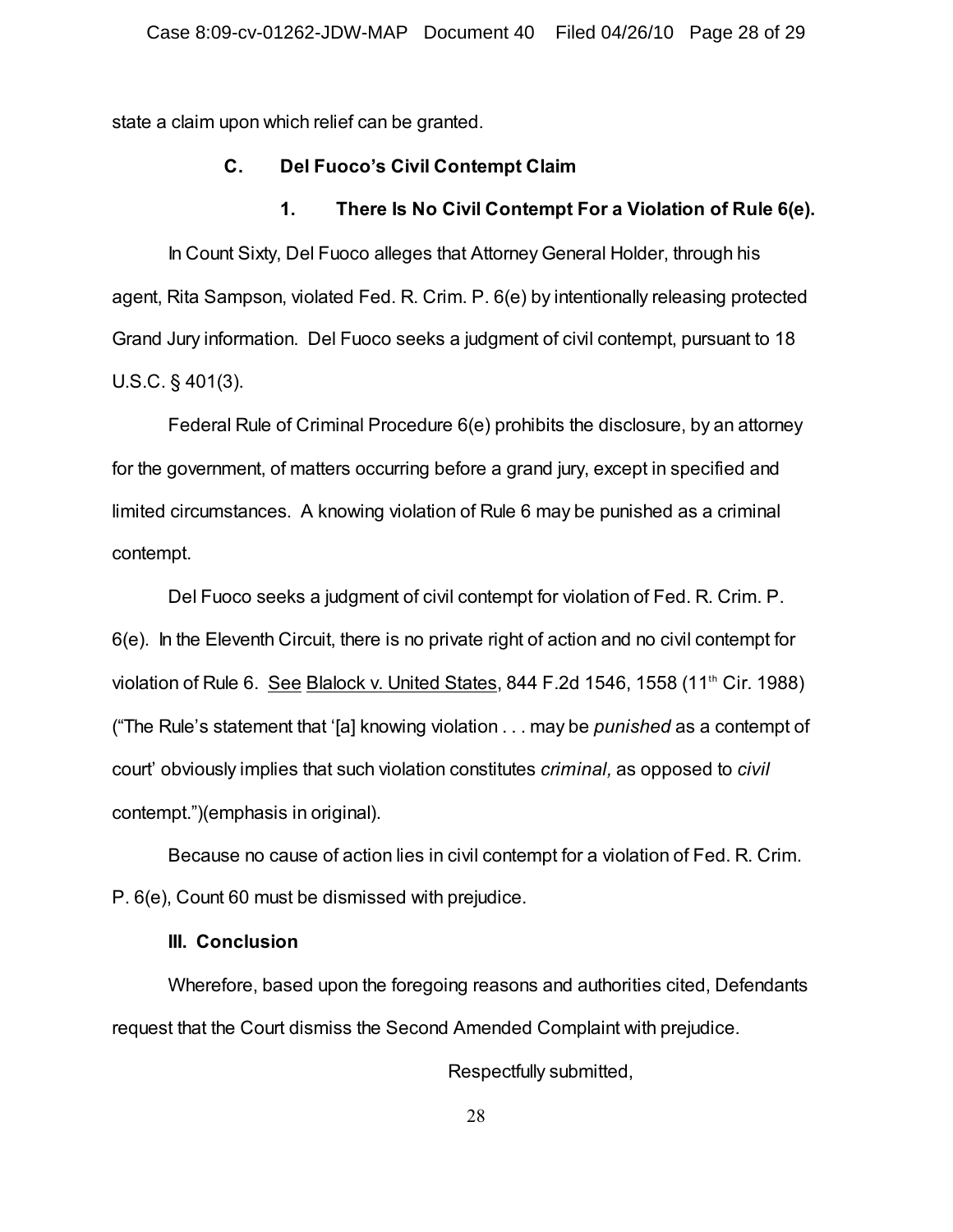state a claim upon which relief can be granted.

### C. Del Fuoco's Civil Contempt Claim

#### 1. There Is No Civil Contempt For a Violation of Rule 6(e).

In Count Sixty, Del Fuoco alleges that Attorney General Holder, through his agent, Rita Sampson, violated Fed. R. Crim. P. 6(e) by intentionally releasing protected Grand Jury information. Del Fuoco seeks a judgment of civil contempt, pursuant to 18 U.S.C. § 401(3).

Federal Rule of Criminal Procedure 6(e) prohibits the disclosure, by an attorney for the government, of matters occurring before a grand jury, except in specified and limited circumstances. A knowing violation of Rule 6 may be punished as a criminal contempt.

Del Fuoco seeks a judgment of civil contempt for violation of Fed. R. Crim. P. 6(e). In the Eleventh Circuit, there is no private right of action and no civil contempt for violation of Rule 6. See Blalock v. United States, 844 F.2d 1546, 1558 (11th Cir. 1988) ("The Rule's statement that '[a] knowing violation . . . may be *punished* as a contempt of court' obviously implies that such violation constitutes *criminal,* as opposed to *civil* contempt.")(emphasis in original).

Because no cause of action lies in civil contempt for a violation of Fed. R. Crim. P. 6(e), Count 60 must be dismissed with prejudice.

## III. Conclusion

Wherefore, based upon the foregoing reasons and authorities cited, Defendants request that the Court dismiss the Second Amended Complaint with prejudice.

Respectfully submitted,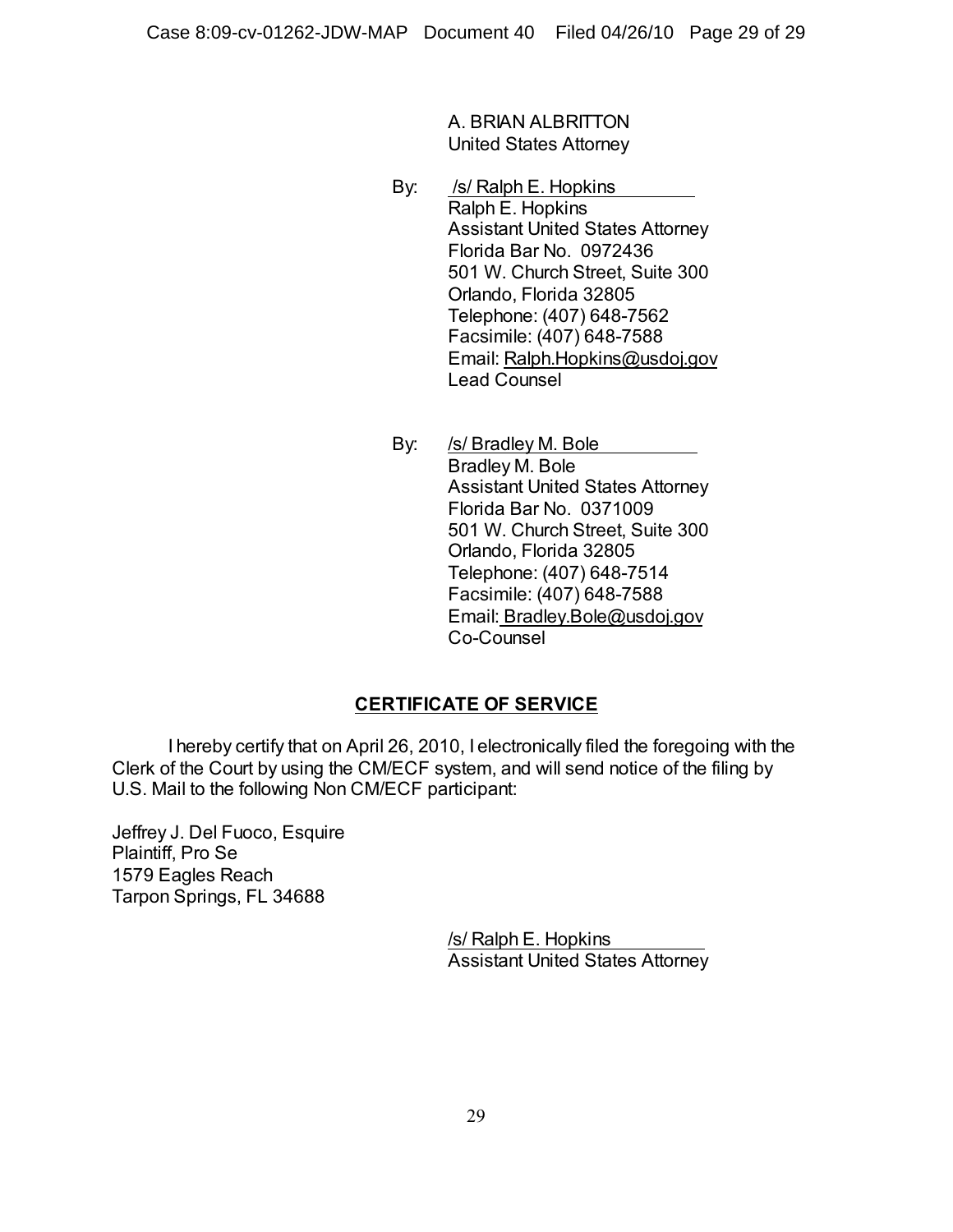A. BRIAN ALBRITTON
United States Attorney

By: /s/ Ralph E. Hopkins
Ralph E. Hopkins
Assistant United States Attorney
Florida Bar No. 0972436
501 W. Church Street, Suite 300
Orlando, Florida 32805
Telephone: (407) 648-7562
Facsimile: (407) 648-7588
Email: Ralph.Hopkins@usdoj.gov
Lead Counsel

By: /s/ Bradley M. Bole
Bradley M. Bole
Assistant United States Attorney
Florida Bar No. 0371009
501 W. Church Street, Suite 300
Orlando, Florida 32805
Telephone: (407) 648-7514
Facsimile: (407) 648-7588
Email: Bradley.Bole@usdoj.gov
Co-Counsel

## CERTIFICATE OF SERVICE

I hereby certify that on April 26, 2010, I electronically filed the foregoing with the Clerk of the Court by using the CM/ECF system, and will send notice of the filing by U.S. Mail to the following Non CM/ECF participant:

Jeffrey J. Del Fuoco, Esquire
Plaintiff, Pro Se
1579 Eagles Reach
Tarpon Springs, FL 34688

/s/ Ralph E. Hopkins
Assistant United States Attorney